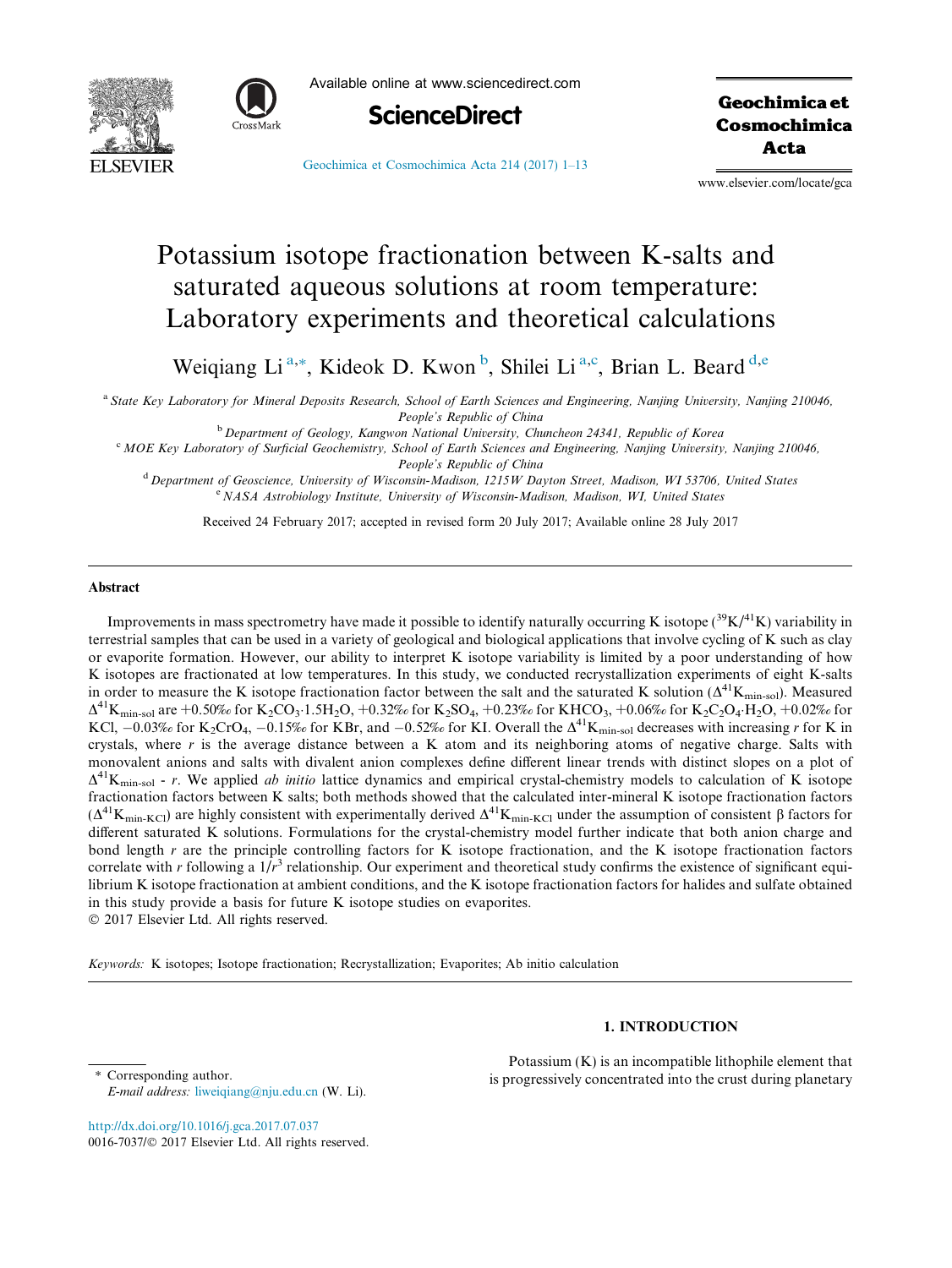# Potassium isotope fractionation between K-salts and saturated aqueous solutions at room temperature: Laboratory experiments and theoretical calculations

Weiqiang Li[a,*], Kideok D. Kwon[b], Shilei Li[a,c], Brian L. Beard[d,e]

[a] State Key Laboratory for Mineral Deposits Research, School of Earth Sciences and Engineering, Nanjing University, Nanjing 210046, People's Republic of China

[b] Department of Geology, Kangwon National University, Chuncheon 24341, Republic of Korea

[c] MOE Key Laboratory of Surficial Geochemistry, School of Earth Sciences and Engineering, Nanjing University, Nanjing 210046, People's Republic of China

[d] Department of Geoscience, University of Wisconsin-Madison, 1215W Dayton Street, Madison, WI 53706, United States

[e] NASA Astrobiology Institute, University of Wisconsin-Madison, Madison, WI, United States

Received 24 February 2017; accepted in revised form 20 July 2017; Available online 28 July 2017

## Abstract

Improvements in mass spectrometry have made it possible to identify naturally occurring K isotope ($^{39}K/^{41}K$) variability in terrestrial samples that can be used in a variety of geological and biological applications that involve cycling of K such as clay or evaporite formation. However, our ability to interpret K isotope variability is limited by a poor understanding of how K isotopes are fractionated at low temperatures. In this study, we conducted recrystallization experiments of eight K-salts in order to measure the K isotope fractionation factor between the salt and the saturated K solution ($\Delta^{41}K_{min\text{-}sol}$). Measured $\Delta^{41}K_{min\text{-}sol}$ are +0.50‰ for $K_2CO_3{\cdot}1.5H_2O$, +0.32‰ for $K_2SO_4$, +0.23‰ for $KHCO_3$, +0.06‰ for $K_2C_2O_4{\cdot}H_2O$, +0.02‰ for KCl, −0.03‰ for $K_2CrO_4$, −0.15‰ for KBr, and −0.52‰ for KI. Overall the $\Delta^{41}K_{min\text{-}sol}$ decreases with increasing $r$ for K in crystals, where $r$ is the average distance between a K atom and its neighboring atoms of negative charge. Salts with monovalent anions and salts with divalent anion complexes define different linear trends with distinct slopes on a plot of $\Delta^{41}K_{min\text{-}sol}$ - $r$. We applied *ab initio* lattice dynamics and empirical crystal-chemistry models to calculation of K isotope fractionation factors between K salts; both methods showed that the calculated inter-mineral K isotope fractionation factors ($\Delta^{41}K_{min\text{-}KCl}$) are highly consistent with experimentally derived $\Delta^{41}K_{min\text{-}KCl}$ under the assumption of consistent β factors for different saturated K solutions. Formulations for the crystal-chemistry model further indicate that both anion charge and bond length $r$ are the principle controlling factors for K isotope fractionation, and the K isotope fractionation factors correlate with $r$ following a $1/r^3$ relationship. Our experiment and theoretical study confirms the existence of significant equilibrium K isotope fractionation at ambient conditions, and the K isotope fractionation factors for halides and sulfate obtained in this study provide a basis for future K isotope studies on evaporites.

© 2017 Elsevier Ltd. All rights reserved.

*Keywords:* K isotopes; Isotope fractionation; Recrystallization; Evaporites; Ab initio calculation

## 1. INTRODUCTION

Potassium (K) is an incompatible lithophile element that is progressively concentrated into the crust during planetary

\* Corresponding author.
*E-mail address:* liweiqiang@nju.edu.cn (W. Li).

http://dx.doi.org/10.1016/j.gca.2017.07.037
0016-7037/© 2017 Elsevier Ltd. All rights reserved.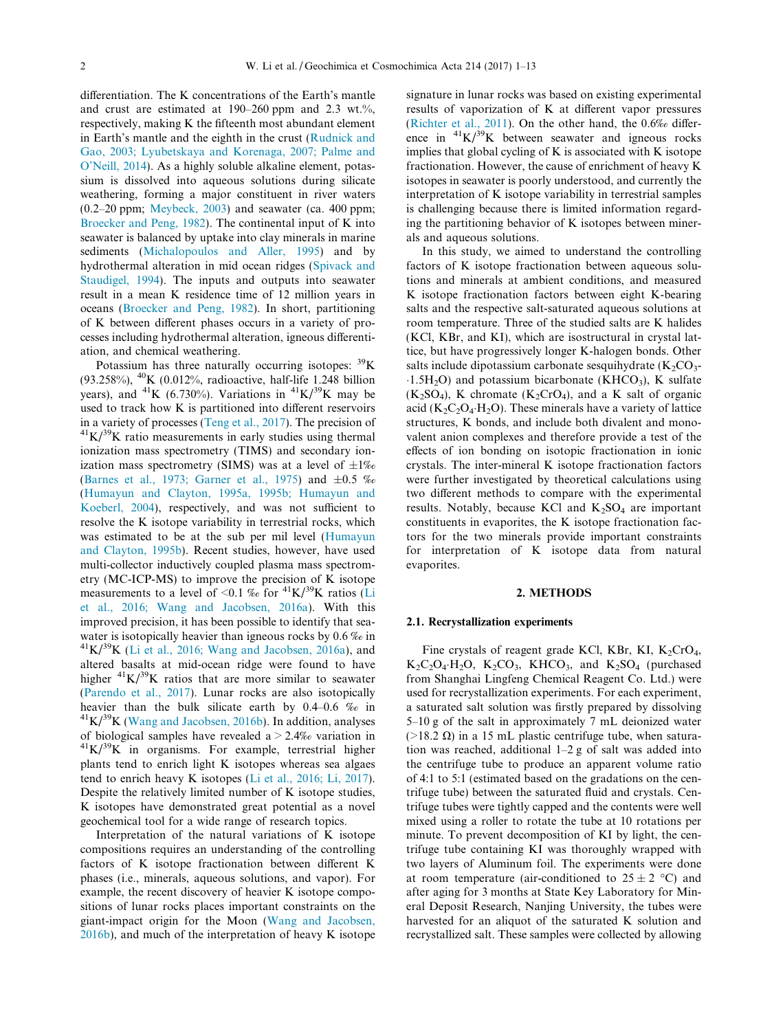differentiation. The K concentrations of the Earth's mantle and crust are estimated at 190–260 ppm and 2.3 wt.%, respectively, making K the fifteenth most abundant element in Earth's mantle and the eighth in the crust (Rudnick and Gao, 2003; Lyubetskaya and Korenaga, 2007; Palme and O'Neill, 2014). As a highly soluble alkaline element, potassium is dissolved into aqueous solutions during silicate weathering, forming a major constituent in river waters (0.2–20 ppm; Meybeck, 2003) and seawater (ca. 400 ppm; Broecker and Peng, 1982). The continental input of K into seawater is balanced by uptake into clay minerals in marine sediments (Michalopoulos and Aller, 1995) and by hydrothermal alteration in mid ocean ridges (Spivack and Staudigel, 1994). The inputs and outputs into seawater result in a mean K residence time of 12 million years in oceans (Broecker and Peng, 1982). In short, partitioning of K between different phases occurs in a variety of processes including hydrothermal alteration, igneous differentiation, and chemical weathering.

Potassium has three naturally occurring isotopes: $^{39}K$ (93.258%), $^{40}K$ (0.012%, radioactive, half-life 1.248 billion years), and $^{41}K$ (6.730%). Variations in $^{41}K/^{39}K$ may be used to track how K is partitioned into different reservoirs in a variety of processes (Teng et al., 2017). The precision of $^{41}K/^{39}K$ ratio measurements in early studies using thermal ionization mass spectrometry (TIMS) and secondary ionization mass spectrometry (SIMS) was at a level of ±1‰ (Barnes et al., 1973; Garner et al., 1975) and ±0.5 ‰ (Humayun and Clayton, 1995a, 1995b; Humayun and Koeberl, 2004), respectively, and was not sufficient to resolve the K isotope variability in terrestrial rocks, which was estimated to be at the sub per mil level (Humayun and Clayton, 1995b). Recent studies, however, have used multi-collector inductively coupled plasma mass spectrometry (MC-ICP-MS) to improve the precision of K isotope measurements to a level of <0.1 ‰ for $^{41}K/^{39}K$ ratios (Li et al., 2016; Wang and Jacobsen, 2016a). With this improved precision, it has been possible to identify that seawater is isotopically heavier than igneous rocks by 0.6 ‰ in $^{41}K/^{39}K$ (Li et al., 2016; Wang and Jacobsen, 2016a), and altered basalts at mid-ocean ridge were found to have higher $^{41}K/^{39}K$ ratios that are more similar to seawater (Parendo et al., 2017). Lunar rocks are also isotopically heavier than the bulk silicate earth by 0.4–0.6 ‰ in $^{41}K/^{39}K$ (Wang and Jacobsen, 2016b). In addition, analyses of biological samples have revealed a > 2.4‰ variation in $^{41}K/^{39}K$ in organisms. For example, terrestrial higher plants tend to enrich light K isotopes whereas sea algaes tend to enrich heavy K isotopes (Li et al., 2016; Li, 2017). Despite the relatively limited number of K isotope studies, K isotopes have demonstrated great potential as a novel geochemical tool for a wide range of research topics.

Interpretation of the natural variations of K isotope compositions requires an understanding of the controlling factors of K isotope fractionation between different K phases (i.e., minerals, aqueous solutions, and vapor). For example, the recent discovery of heavier K isotope compositions of lunar rocks places important constraints on the giant-impact origin for the Moon (Wang and Jacobsen, 2016b), and much of the interpretation of heavy K isotope signature in lunar rocks was based on existing experimental results of vaporization of K at different vapor pressures (Richter et al., 2011). On the other hand, the 0.6‰ difference in $^{41}K/^{39}K$ between seawater and igneous rocks implies that global cycling of K is associated with K isotope fractionation. However, the cause of enrichment of heavy K isotopes in seawater is poorly understood, and currently the interpretation of K isotope variability in terrestrial samples is challenging because there is limited information regarding the partitioning behavior of K isotopes between minerals and aqueous solutions.

In this study, we aimed to understand the controlling factors of K isotope fractionation between aqueous solutions and minerals at ambient conditions, and measured K isotope fractionation factors between eight K-bearing salts and the respective salt-saturated aqueous solutions at room temperature. Three of the studied salts are K halides (KCl, KBr, and KI), which are isostructural in crystal lattice, but have progressively longer K-halogen bonds. Other salts include dipotassium carbonate sesquihydrate ($K_2CO_3 \cdot 1.5H_2O$) and potassium bicarbonate ($KHCO_3$), K sulfate ($K_2SO_4$), K chromate ($K_2CrO_4$), and a K salt of organic acid ($K_2C_2O_4 \cdot H_2O$). These minerals have a variety of lattice structures, K bonds, and include both divalent and monovalent anion complexes and therefore provide a test of the effects of ion bonding on isotopic fractionation in ionic crystals. The inter-mineral K isotope fractionation factors were further investigated by theoretical calculations using two different methods to compare with the experimental results. Notably, because KCl and $K_2SO_4$ are important constituents in evaporites, the K isotope fractionation factors for the two minerals provide important constraints for interpretation of K isotope data from natural evaporites.

## 2. METHODS

### 2.1. Recrystallization experiments

Fine crystals of reagent grade KCl, KBr, KI, $K_2CrO_4$, $K_2C_2O_4 \cdot H_2O$, $K_2CO_3$, $KHCO_3$, and $K_2SO_4$ (purchased from Shanghai Lingfeng Chemical Reagent Co. Ltd.) were used for recrystallization experiments. For each experiment, a saturated salt solution was firstly prepared by dissolving 5–10 g of the salt in approximately 7 mL deionized water (>18.2 Ω) in a 15 mL plastic centrifuge tube, when saturation was reached, additional 1–2 g of salt was added into the centrifuge tube to produce an apparent volume ratio of 4:1 to 5:1 (estimated based on the gradations on the centrifuge tube) between the saturated fluid and crystals. Centrifuge tubes were tightly capped and the contents were well mixed using a roller to rotate the tube at 10 rotations per minute. To prevent decomposition of KI by light, the centrifuge tube containing KI was thoroughly wrapped with two layers of Aluminum foil. The experiments were done at room temperature (air-conditioned to 25 ± 2 °C) and after aging for 3 months at State Key Laboratory for Mineral Deposit Research, Nanjing University, the tubes were harvested for an aliquot of the saturated K solution and recrystallized salt. These samples were collected by allowing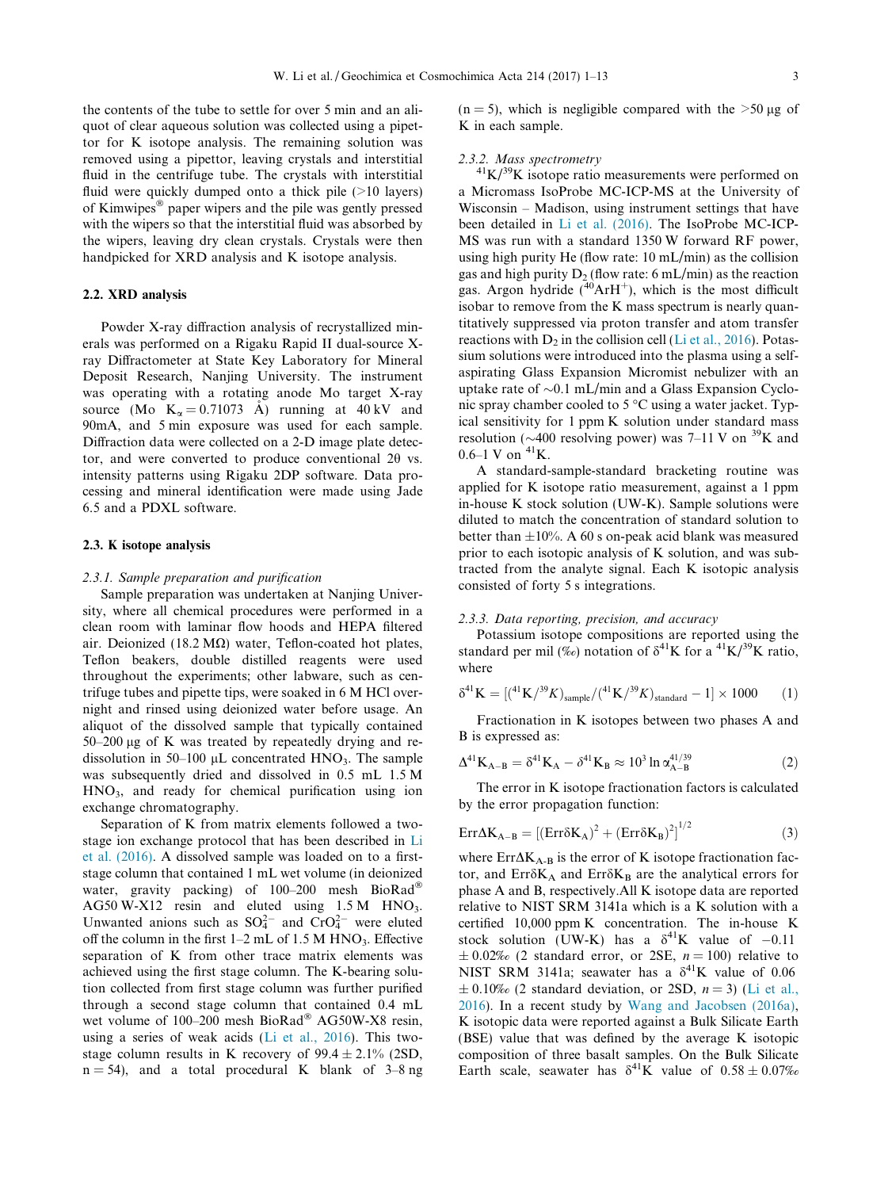the contents of the tube to settle for over 5 min and an aliquot of clear aqueous solution was collected using a pipettor for K isotope analysis. The remaining solution was removed using a pipettor, leaving crystals and interstitial fluid in the centrifuge tube. The crystals with interstitial fluid were quickly dumped onto a thick pile (>10 layers) of Kimwipes® paper wipers and the pile was gently pressed with the wipers so that the interstitial fluid was absorbed by the wipers, leaving dry clean crystals. Crystals were then handpicked for XRD analysis and K isotope analysis.

## 2.2. XRD analysis

Powder X-ray diffraction analysis of recrystallized minerals was performed on a Rigaku Rapid II dual-source X-ray Diffractometer at State Key Laboratory for Mineral Deposit Research, Nanjing University. The instrument was operating with a rotating anode Mo target X-ray source (Mo $K_\alpha = 0.71073$ Å) running at 40 kV and 90mA, and 5 min exposure was used for each sample. Diffraction data were collected on a 2-D image plate detector, and were converted to produce conventional 2θ vs. intensity patterns using Rigaku 2DP software. Data processing and mineral identification were made using Jade 6.5 and a PDXL software.

## 2.3. K isotope analysis

### *2.3.1. Sample preparation and purification*

Sample preparation was undertaken at Nanjing University, where all chemical procedures were performed in a clean room with laminar flow hoods and HEPA filtered air. Deionized (18.2 MΩ) water, Teflon-coated hot plates, Teflon beakers, double distilled reagents were used throughout the experiments; other labware, such as centrifuge tubes and pipette tips, were soaked in 6 M HCl overnight and rinsed using deionized water before usage. An aliquot of the dissolved sample that typically contained 50–200 μg of K was treated by repeatedly drying and re-dissolution in 50–100 μL concentrated $HNO_3$. The sample was subsequently dried and dissolved in 0.5 mL 1.5 M $HNO_3$, and ready for chemical purification using ion exchange chromatography.

Separation of K from matrix elements followed a two-stage ion exchange protocol that has been described in Li et al. (2016). A dissolved sample was loaded on to a first-stage column that contained 1 mL wet volume (in deionized water, gravity packing) of 100–200 mesh BioRad® AG50 W-X12 resin and eluted using 1.5 M $HNO_3$. Unwanted anions such as $SO_4^{2-}$ and $CrO_4^{2-}$ were eluted off the column in the first 1–2 mL of 1.5 M $HNO_3$. Effective separation of K from other trace matrix elements was achieved using the first stage column. The K-bearing solution collected from first stage column was further purified through a second stage column that contained 0.4 mL wet volume of 100–200 mesh BioRad® AG50W-X8 resin, using a series of weak acids (Li et al., 2016). This two-stage column results in K recovery of 99.4 ± 2.1% (2SD, $n = 54$), and a total procedural K blank of 3–8 ng ($n = 5$), which is negligible compared with the >50 μg of K in each sample.

### *2.3.2. Mass spectrometry*

$^{41}K/^{39}K$ isotope ratio measurements were performed on a Micromass IsoProbe MC-ICP-MS at the University of Wisconsin – Madison, using instrument settings that have been detailed in Li et al. (2016). The IsoProbe MC-ICP-MS was run with a standard 1350 W forward RF power, using high purity He (flow rate: 10 mL/min) as the collision gas and high purity $D_2$ (flow rate: 6 mL/min) as the reaction gas. Argon hydride ($^{40}ArH^+$), which is the most difficult isobar to remove from the K mass spectrum is nearly quantitatively suppressed via proton transfer and atom transfer reactions with $D_2$ in the collision cell (Li et al., 2016). Potassium solutions were introduced into the plasma using a self-aspirating Glass Expansion Micromist nebulizer with an uptake rate of ~0.1 mL/min and a Glass Expansion Cyclonic spray chamber cooled to 5 °C using a water jacket. Typical sensitivity for 1 ppm K solution under standard mass resolution (~400 resolving power) was 7–11 V on $^{39}K$ and 0.6–1 V on $^{41}K$.

A standard-sample-standard bracketing routine was applied for K isotope ratio measurement, against a 1 ppm in-house K stock solution (UW-K). Sample solutions were diluted to match the concentration of standard solution to better than ±10%. A 60 s on-peak acid blank was measured prior to each isotopic analysis of K solution, and was subtracted from the analyte signal. Each K isotopic analysis consisted of forty 5 s integrations.

### *2.3.3. Data reporting, precision, and accuracy*

Potassium isotope compositions are reported using the standard per mil (‰) notation of $\delta^{41}K$ for a $^{41}K/^{39}K$ ratio, where

$$\delta^{41}K = [(^{41}K/^{39}K)_{sample}/(^{41}K/^{39}K)_{standard} - 1] \times 1000 \qquad (1)$$

Fractionation in K isotopes between two phases A and B is expressed as:

$$\Delta^{41}K_{A-B} = \delta^{41}K_A - \delta^{41}K_B \approx 10^3 \ln \alpha_{A-B}^{41/39} \qquad (2)$$

The error in K isotope fractionation factors is calculated by the error propagation function:

$$Err\Delta K_{A-B} = [(Err\delta K_A)^2 + (Err\delta K_B)^2]^{1/2} \qquad (3)$$

where $Err\Delta K_{A-B}$ is the error of K isotope fractionation factor, and $Err\delta K_A$ and $Err\delta K_B$ are the analytical errors for phase A and B, respectively.All K isotope data are reported relative to NIST SRM 3141a which is a K solution with a certified 10,000 ppm K concentration. The in-house K stock solution (UW-K) has a $\delta^{41}K$ value of −0.11 ± 0.02‰ (2 standard error, or 2SE, $n = 100$) relative to NIST SRM 3141a; seawater has a $\delta^{41}K$ value of 0.06 ± 0.10‰ (2 standard deviation, or 2SD, $n = 3$) (Li et al., 2016). In a recent study by Wang and Jacobsen (2016a), K isotopic data were reported against a Bulk Silicate Earth (BSE) value that was defined by the average K isotopic composition of three basalt samples. On the Bulk Silicate Earth scale, seawater has $\delta^{41}K$ value of 0.58 ± 0.07‰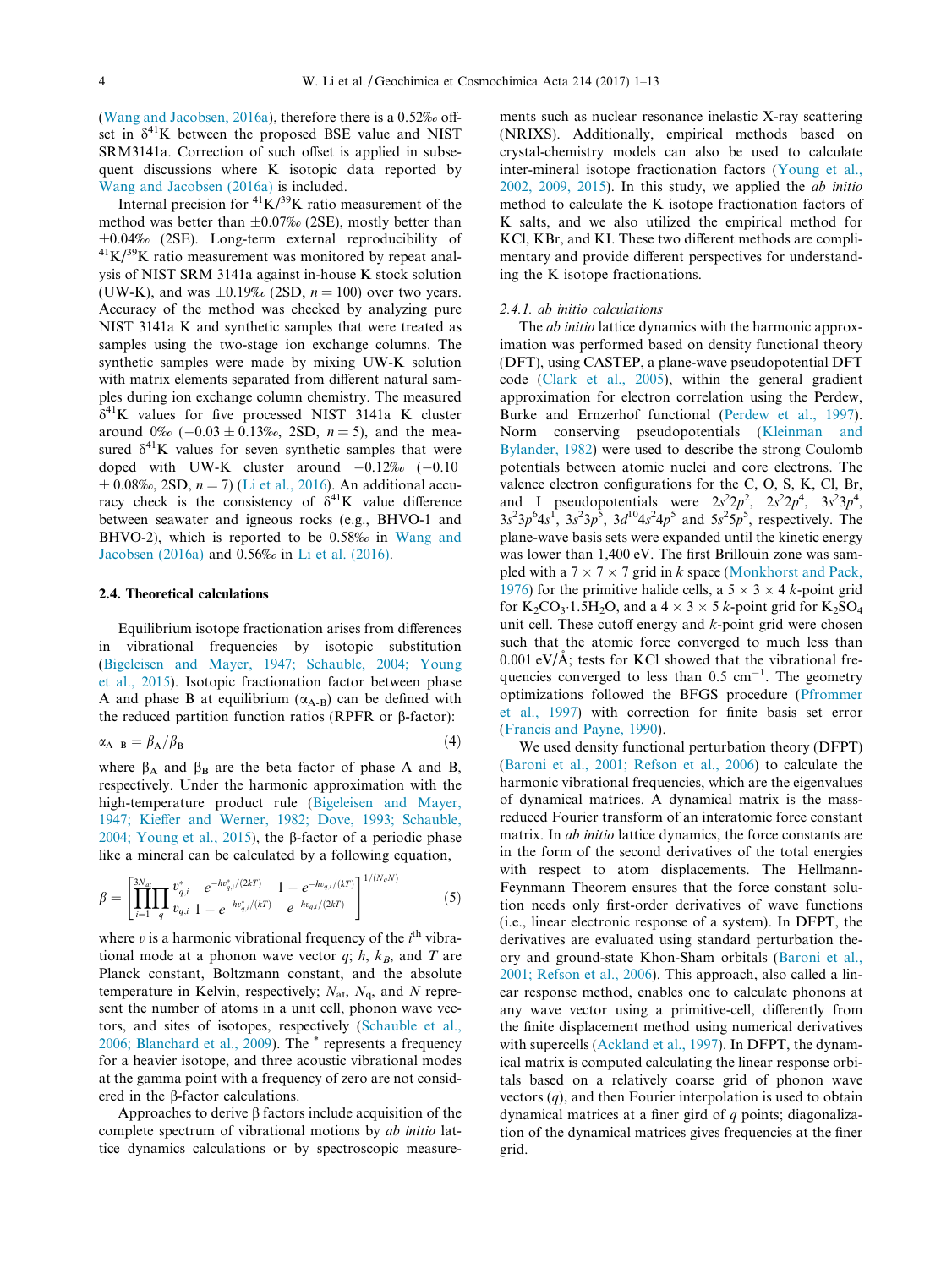(Wang and Jacobsen, 2016a), therefore there is a 0.52‰ offset in $\delta^{41}K$ between the proposed BSE value and NIST SRM3141a. Correction of such offset is applied in subsequent discussions where K isotopic data reported by Wang and Jacobsen (2016a) is included.

Internal precision for $^{41}K/^{39}K$ ratio measurement of the method was better than ±0.07‰ (2SE), mostly better than ±0.04‰ (2SE). Long-term external reproducibility of $^{41}K/^{39}K$ ratio measurement was monitored by repeat analysis of NIST SRM 3141a against in-house K stock solution (UW-K), and was ±0.19‰ (2SD, $n = 100$) over two years. Accuracy of the method was checked by analyzing pure NIST 3141a K and synthetic samples that were treated as samples using the two-stage ion exchange columns. The synthetic samples were made by mixing UW-K solution with matrix elements separated from different natural samples during ion exchange column chemistry. The measured $\delta^{41}K$ values for five processed NIST 3141a K cluster around 0‰ (−0.03 ± 0.13‰, 2SD, $n = 5$), and the measured $\delta^{41}K$ values for seven synthetic samples that were doped with UW-K cluster around −0.12‰ (−0.10 ± 0.08‰, 2SD, $n = 7$) (Li et al., 2016). An additional accuracy check is the consistency of $\delta^{41}K$ value difference between seawater and igneous rocks (e.g., BHVO-1 and BHVO-2), which is reported to be 0.58‰ in Wang and Jacobsen (2016a) and 0.56‰ in Li et al. (2016).

## 2.4. Theoretical calculations

Equilibrium isotope fractionation arises from differences in vibrational frequencies by isotopic substitution (Bigeleisen and Mayer, 1947; Schauble, 2004; Young et al., 2015). Isotopic fractionation factor between phase A and phase B at equilibrium ($\alpha_{A-B}$) can be defined with the reduced partition function ratios (RPFR or β-factor):

$$\alpha_{A-B} = \beta_A/\beta_B \tag{4}$$

where $\beta_A$ and $\beta_B$ are the beta factor of phase A and B, respectively. Under the harmonic approximation with the high-temperature product rule (Bigeleisen and Mayer, 1947; Kieffer and Werner, 1982; Dove, 1993; Schauble, 2004; Young et al., 2015), the β-factor of a periodic phase like a mineral can be calculated by a following equation,

$$\beta = \left[\prod_{i=1}^{3N_{at}}\prod_{q}\frac{v^{*}_{q,i}}{v_{q,i}}\frac{e^{-hv^{*}_{q,i}/(2kT)}}{1-e^{-hv^{*}_{q,i}/(kT)}}\frac{1-e^{-hv_{q,i}/(kT)}}{e^{-hv_{q,i}/(2kT)}}\right]^{1/(N_q N)} \tag{5}$$

where $v$ is a harmonic vibrational frequency of the $i^{th}$ vibrational mode at a phonon wave vector $q$; $h$, $k_B$, and $T$ are Planck constant, Boltzmann constant, and the absolute temperature in Kelvin, respectively; $N_{at}$, $N_q$, and $N$ represent the number of atoms in a unit cell, phonon wave vectors, and sites of isotopes, respectively (Schauble et al., 2006; Blanchard et al., 2009). The * represents a frequency for a heavier isotope, and three acoustic vibrational modes at the gamma point with a frequency of zero are not considered in the β-factor calculations.

Approaches to derive β factors include acquisition of the complete spectrum of vibrational motions by *ab initio* lattice dynamics calculations or by spectroscopic measurements such as nuclear resonance inelastic X-ray scattering (NRIXS). Additionally, empirical methods based on crystal-chemistry models can also be used to calculate inter-mineral isotope fractionation factors (Young et al., 2002, 2009, 2015). In this study, we applied the *ab initio* method to calculate the K isotope fractionation factors of K salts, and we also utilized the empirical method for KCl, KBr, and KI. These two different methods are complimentary and provide different perspectives for understanding the K isotope fractionations.

### 2.4.1. ab initio calculations

The *ab initio* lattice dynamics with the harmonic approximation was performed based on density functional theory (DFT), using CASTEP, a plane-wave pseudopotential DFT code (Clark et al., 2005), within the general gradient approximation for electron correlation using the Perdew, Burke and Ernzerhof functional (Perdew et al., 1997). Norm conserving pseudopotentials (Kleinman and Bylander, 1982) were used to describe the strong Coulomb potentials between atomic nuclei and core electrons. The valence electron configurations for the C, O, S, K, Cl, Br, and I pseudopotentials were $2s^22p^2$, $2s^22p^4$, $3s^23p^4$, $3s^23p^64s^1$, $3s^23p^5$, $3d^{10}4s^24p^5$ and $5s^25p^5$, respectively. The plane-wave basis sets were expanded until the kinetic energy was lower than 1,400 eV. The first Brillouin zone was sampled with a 7 × 7 × 7 grid in k space (Monkhorst and Pack, 1976) for the primitive halide cells, a 5 × 3 × 4 k-point grid for $K_2CO_3{\cdot}1.5H_2O$, and a 4 × 3 × 5 k-point grid for $K_2SO_4$ unit cell. These cutoff energy and k-point grid were chosen such that the atomic force converged to much less than 0.001 eV/Å; tests for KCl showed that the vibrational frequencies converged to less than 0.5 $cm^{-1}$. The geometry optimizations followed the BFGS procedure (Pfrommer et al., 1997) with correction for finite basis set error (Francis and Payne, 1990).

We used density functional perturbation theory (DFPT) (Baroni et al., 2001; Refson et al., 2006) to calculate the harmonic vibrational frequencies, which are the eigenvalues of dynamical matrices. A dynamical matrix is the mass-reduced Fourier transform of an interatomic force constant matrix. In *ab initio* lattice dynamics, the force constants are in the form of the second derivatives of the total energies with respect to atom displacements. The Hellmann-Feynmann Theorem ensures that the force constant solution needs only first-order derivatives of wave functions (i.e., linear electronic response of a system). In DFPT, the derivatives are evaluated using standard perturbation theory and ground-state Khon-Sham orbitals (Baroni et al., 2001; Refson et al., 2006). This approach, also called a linear response method, enables one to calculate phonons at any wave vector using a primitive-cell, differently from the finite displacement method using numerical derivatives with supercells (Ackland et al., 1997). In DFPT, the dynamical matrix is computed calculating the linear response orbitals based on a relatively coarse grid of phonon wave vectors ($q$), and then Fourier interpolation is used to obtain dynamical matrices at a finer gird of $q$ points; diagonalization of the dynamical matrices gives frequencies at the finer grid.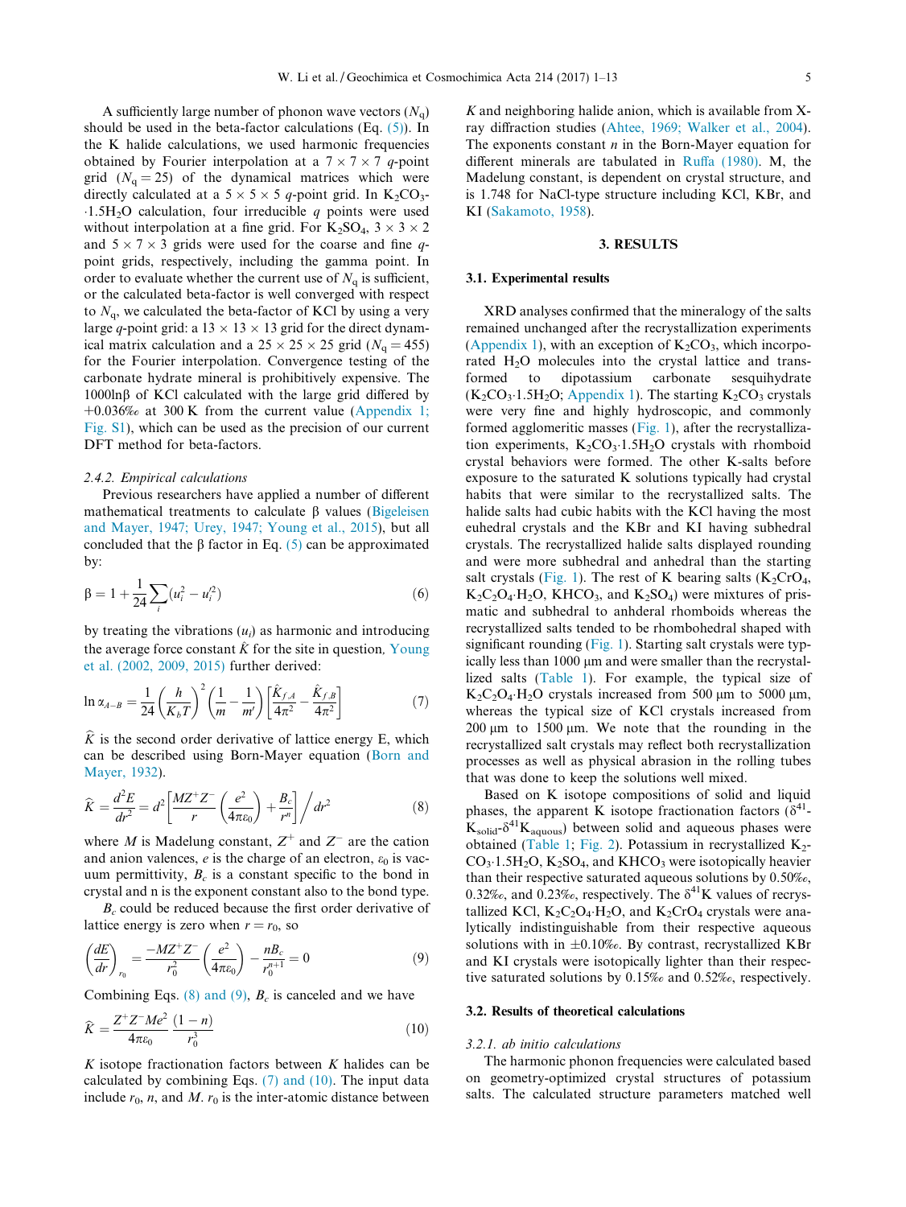A sufficiently large number of phonon wave vectors ($N_q$) should be used in the beta-factor calculations (Eq. (5)). In the K halide calculations, we used harmonic frequencies obtained by Fourier interpolation at a $7 \times 7 \times 7$ $q$-point grid ($N_q = 25$) of the dynamical matrices which were directly calculated at a $5 \times 5 \times 5$ $q$-point grid. In $K_2CO_3 \cdot 1.5H_2O$ calculation, four irreducible $q$ points were used without interpolation at a fine grid. For $K_2SO_4$, $3 \times 3 \times 2$ and $5 \times 7 \times 3$ grids were used for the coarse and fine $q$-point grids, respectively, including the gamma point. In order to evaluate whether the current use of $N_q$ is sufficient, or the calculated beta-factor is well converged with respect to $N_q$, we calculated the beta-factor of KCl by using a very large $q$-point grid: a $13 \times 13 \times 13$ grid for the direct dynamical matrix calculation and a $25 \times 25 \times 25$ grid ($N_q = 455$) for the Fourier interpolation. Convergence testing of the carbonate hydrate mineral is prohibitively expensive. The $1000\ln\beta$ of KCl calculated with the large grid differed by +0.036‰ at 300 K from the current value (Appendix 1; Fig. S1), which can be used as the precision of our current DFT method for beta-factors.

#### 2.4.2. Empirical calculations

Previous researchers have applied a number of different mathematical treatments to calculate β values (Bigeleisen and Mayer, 1947; Urey, 1947; Young et al., 2015), but all concluded that the β factor in Eq. (5) can be approximated by:

$$\beta = 1 + \frac{1}{24}\sum_i (u_i^2 - u_i'^2) \tag{6}$$

by treating the vibrations ($u_i$) as harmonic and introducing the average force constant $\hat{K}$ for the site in question, Young et al. (2002, 2009, 2015) further derived:

$$\ln \alpha_{A-B} = \frac{1}{24}\left(\frac{h}{K_b T}\right)^2 \left(\frac{1}{m} - \frac{1}{m'}\right)\left[\frac{\hat{K}_{f,A}}{4\pi^2} - \frac{\hat{K}_{f,B}}{4\pi^2}\right] \tag{7}$$

$\widehat{K}$ is the second order derivative of lattice energy E, which can be described using Born-Mayer equation (Born and Mayer, 1932).

$$\widehat{K} = \frac{d^2E}{dr^2} = d^2\left[\frac{MZ^+Z^-}{r}\left(\frac{e^2}{4\pi\varepsilon_0}\right) + \frac{B_c}{r^n}\right] \Big/ dr^2 \tag{8}$$

where $M$ is Madelung constant, $Z^+$ and $Z^-$ are the cation and anion valences, $e$ is the charge of an electron, $\varepsilon_0$ is vacuum permittivity, $B_c$ is a constant specific to the bond in crystal and n is the exponent constant also to the bond type.

$B_c$ could be reduced because the first order derivative of lattice energy is zero when $r = r_0$, so

$$\left(\frac{dE}{dr}\right)_{r_0} = \frac{-MZ^+Z^-}{r_0^2}\left(\frac{e^2}{4\pi\varepsilon_0}\right) - \frac{nB_c}{r_0^{n+1}} = 0 \tag{9}$$

Combining Eqs. (8) and (9), $B_c$ is canceled and we have

$$\widehat{K} = \frac{Z^+Z^-Me^2}{4\pi\varepsilon_0}\frac{(1-n)}{r_0^3} \tag{10}$$

$K$ isotope fractionation factors between $K$ halides can be calculated by combining Eqs. (7) and (10). The input data include $r_0$, $n$, and $M$. $r_0$ is the inter-atomic distance between $K$ and neighboring halide anion, which is available from X-ray diffraction studies (Ahtee, 1969; Walker et al., 2004). The exponents constant $n$ in the Born-Mayer equation for different minerals are tabulated in Ruffa (1980). M, the Madelung constant, is dependent on crystal structure, and is 1.748 for NaCl-type structure including KCl, KBr, and KI (Sakamoto, 1958).

## 3. RESULTS

### 3.1. Experimental results

XRD analyses confirmed that the mineralogy of the salts remained unchanged after the recrystallization experiments (Appendix 1), with an exception of $K_2CO_3$, which incorporated $H_2O$ molecules into the crystal lattice and transformed to dipotassium carbonate sesquihydrate ($K_2CO_3 \cdot 1.5H_2O$; Appendix 1). The starting $K_2CO_3$ crystals were very fine and highly hydroscopic, and commonly formed agglomeritic masses (Fig. 1), after the recrystallization experiments, $K_2CO_3 \cdot 1.5H_2O$ crystals with rhomboid crystal behaviors were formed. The other K-salts before exposure to the saturated K solutions typically had crystal habits that were similar to the recrystallized salts. The halide salts had cubic habits with the KCl having the most euhedral crystals and the KBr and KI having subhedral crystals. The recrystallized halide salts displayed rounding and were more subhedral and anhedral than the starting salt crystals (Fig. 1). The rest of K bearing salts ($K_2CrO_4$, $K_2C_2O_4 \cdot H_2O$, $KHCO_3$, and $K_2SO_4$) were mixtures of prismatic and subhedral to anhedral rhomboids whereas the recrystallized salts tended to be rhombohedral shaped with significant rounding (Fig. 1). Starting salt crystals were typically less than 1000 μm and were smaller than the recrystallized salts (Table 1). For example, the typical size of $K_2C_2O_4 \cdot H_2O$ crystals increased from 500 μm to 5000 μm, whereas the typical size of KCl crystals increased from 200 μm to 1500 μm. We note that the rounding in the recrystallized salt crystals may reflect both recrystallization processes as well as physical abrasion in the rolling tubes that was done to keep the solutions well mixed.

Based on K isotope compositions of solid and liquid phases, the apparent K isotope fractionation factors ($\delta^{41}K_{solid}$-$\delta^{41}K_{aquous}$) between solid and aqueous phases were obtained (Table 1; Fig. 2). Potassium in recrystallized $K_2CO_3 \cdot 1.5H_2O$, $K_2SO_4$, and $KHCO_3$ were isotopically heavier than their respective saturated aqueous solutions by 0.50‰, 0.32‰, and 0.23‰, respectively. The $\delta^{41}K$ values of recrystallized KCl, $K_2C_2O_4 \cdot H_2O$, and $K_2CrO_4$ crystals were analytically indistinguishable from their respective aqueous solutions within ±0.10‰. By contrast, recrystallized KBr and KI crystals were isotopically lighter than their respective saturated solutions by 0.15‰ and 0.52‰, respectively.

### 3.2. Results of theoretical calculations

#### 3.2.1. ab initio calculations

The harmonic phonon frequencies were calculated based on geometry-optimized crystal structures of potassium salts. The calculated structure parameters matched well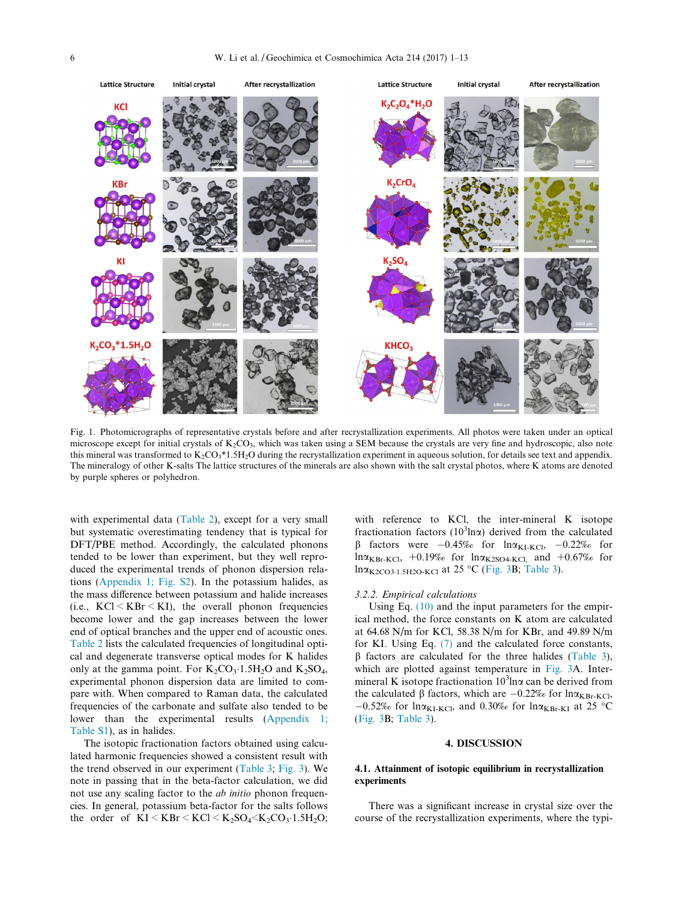Fig. 1. Photomicrographs of representative crystals before and after recrystallization experiments. All photos were taken under an optical microscope except for initial crystals of $K_2CO_3$, which was taken using a SEM because the crystals are very fine and hydroscopic, also note this mineral was transformed to $K_2CO_3$*1.5$H_2O$ during the recrystallization experiment in aqueous solution, for details see text and appendix. The mineralogy of other K-salts The lattice structures of the minerals are also shown with the salt crystal photos, where K atoms are denoted by purple spheres or polyhedron.

with experimental data (Table 2), except for a very small but systematic overestimating tendency that is typical for DFT/PBE method. Accordingly, the calculated phonons tended to be lower than experiment, but they well reproduced the experimental trends of phonon dispersion relations (Appendix 1; Fig. S2). In the potassium halides, as the mass difference between potassium and halide increases (i.e., KCl < KBr < KI), the overall phonon frequencies become lower and the gap increases between the lower end of optical branches and the upper end of acoustic ones. Table 2 lists the calculated frequencies of longitudinal optical and degenerate transverse optical modes for K halides only at the gamma point. For $K_2CO_3 \cdot 1.5H_2O$ and $K_2SO_4$, experimental phonon dispersion data are limited to compare with Raman data, the calculated frequencies of the carbonate and sulfate also tended to be lower than the experimental results (Appendix 1; Table S1), as in halides.

The isotopic fractionation factors obtained using calculated harmonic frequencies showed a consistent result with the trend observed in our experiment (Table 3; Fig. 3). We note in passing that in the beta-factor calculation, we did not use any scaling factor to the *ab initio* phonon frequencies. In general, potassium beta-factor for the salts follows the order of KI < KBr < KCl < $K_2SO_4$<$K_2CO_3 \cdot 1.5H_2O$; with reference to KCl, the inter-mineral K isotope fractionation factors ($10^3 \ln\alpha$) derived from the calculated β factors were −0.45‰ for $\ln\alpha_{KI\text{-}KCl}$, −0.22‰ for $\ln\alpha_{KBr\text{-}KCl}$, +0.19‰ for $\ln\alpha_{K2SO4\text{-}KCl}$, and +0.67‰ for $\ln\alpha_{K2CO3 \cdot 1.5H2O\text{-}KCl}$ at 25 °C (Fig. 3B; Table 3).

#### 3.2.2. Empirical calculations

Using Eq. (10) and the input parameters for the empirical method, the force constants on K atom are calculated at 64.68 N/m for KCl, 58.38 N/m for KBr, and 49.89 N/m for KI. Using Eq. (7) and the calculated force constants, β factors are calculated for the three halides (Table 3), which are plotted against temperature in Fig. 3A. Inter-mineral K isotope fractionation $10^3 \ln\alpha$ can be derived from the calculated β factors, which are −0.22‰ for $\ln\alpha_{KBr\text{-}KCl}$, −0.52‰ for $\ln\alpha_{KI\text{-}KCl}$, and 0.30‰ for $\ln\alpha_{KBr\text{-}KI}$ at 25 °C (Fig. 3B; Table 3).

## 4. DISCUSSION

### 4.1. Attainment of isotopic equilibrium in recrystallization experiments

There was a significant increase in crystal size over the course of the recrystallization experiments, where the typi-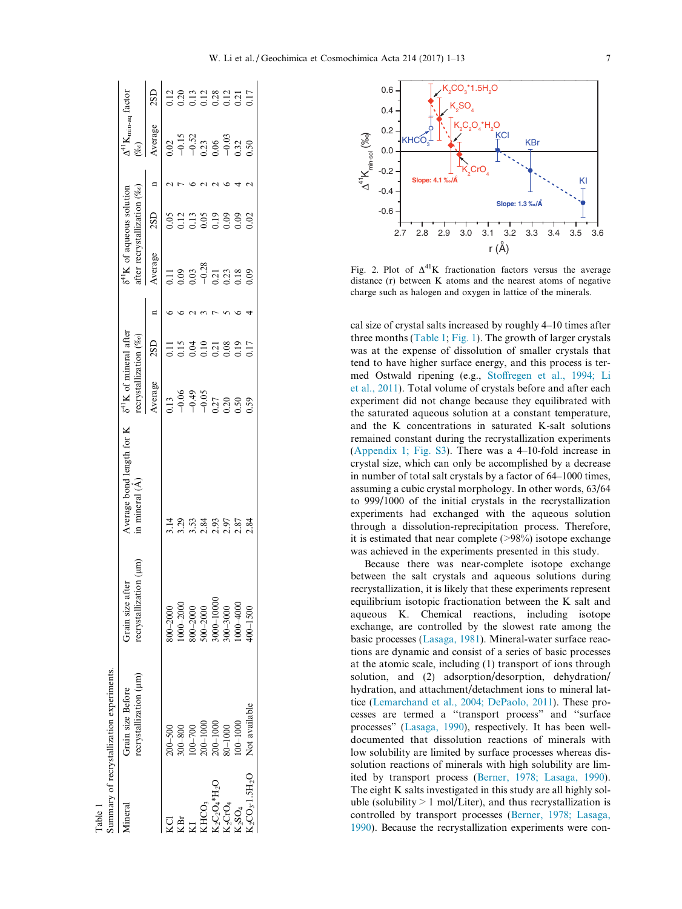Table 1
Summary of recrystallization experiments.

| Mineral | Grain size Before recrystallization (μm) | Grain size after recrystallization (μm) | Average bond length for K in mineral (Å) | $\delta^{41}$K of mineral after recrystallization (‰) | | | $\delta^{41}$K of aqueous solution after recrystallization (‰) | | | $\Delta^{41}K_{min-aq}$ factor (‰) | |
|---|---|---|---|---|---|---|---|---|---|---|---|
| | | | | Average | 2SD | n | Average | 2SD | n | Average | 2SD |
| KCl | 200–500 | 800–2000 | 3.14 | 0.13 | 0.11 | 6 | 0.11 | 0.05 | 2 | 0.02 | 0.12 |
| KBr | 300–800 | 1000–2000 | 3.29 | −0.06 | 0.15 | 6 | 0.09 | 0.12 | 7 | −0.15 | 0.20 |
| KI | 100–700 | 800–2000 | 3.53 | −0.49 | 0.04 | 2 | 0.03 | 0.13 | 6 | −0.52 | 0.13 |
| $KHCO_3$ | 200–1000 | 500–2000 | 2.84 | −0.05 | 0.10 | 3 | −0.28 | 0.05 | 2 | 0.23 | 0.12 |
| $K_2C_2O_4$*$H_2O$ | 200–1000 | 3000–10000 | 2.93 | 0.27 | 0.21 | 7 | 0.21 | 0.19 | 2 | 0.06 | 0.28 |
| $K_2CrO_4$ | 80–1000 | 300–3000 | 2.97 | 0.20 | 0.08 | 5 | 0.23 | 0.09 | 6 | −0.03 | 0.12 |
| $K_2SO_4$ | 100–1000 | 1000–4000 | 2.87 | 0.50 | 0.19 | 6 | 0.18 | 0.09 | 4 | 0.32 | 0.21 |
| $K_2CO_3$·1.5$H_2O$ | Not available | 400–1500 | 2.84 | 0.59 | 0.17 | 4 | 0.09 | 0.02 | 2 | 0.50 | 0.17 |

Fig. 2. Plot of $\Delta^{41}$K fractionation factors versus the average distance (r) between K atoms and the nearest atoms of negative charge such as halogen and oxygen in lattice of the minerals.

cal size of crystal salts increased by roughly 4–10 times after three months (Table 1; Fig. 1). The growth of larger crystals was at the expense of dissolution of smaller crystals that tend to have higher surface energy, and this process is termed Ostwald ripening (e.g., Stoffregen et al., 1994; Li et al., 2011). Total volume of crystals before and after each experiment did not change because they equilibrated with the saturated aqueous solution at a constant temperature, and the K concentrations in saturated K-salt solutions remained constant during the recrystallization experiments (Appendix 1; Fig. S3). There was a 4–10-fold increase in crystal size, which can only be accomplished by a decrease in number of total salt crystals by a factor of 64–1000 times, assuming a cubic crystal morphology. In other words, 63/64 to 999/1000 of the initial crystals in the recrystallization experiments had exchanged with the aqueous solution through a dissolution-reprecipitation process. Therefore, it is estimated that near complete (>98%) isotope exchange was achieved in the experiments presented in this study.

Because there was near-complete isotope exchange between the salt crystals and aqueous solutions during recrystallization, it is likely that these experiments represent equilibrium isotopic fractionation between the K salt and aqueous K. Chemical reactions, including isotope exchange, are controlled by the slowest rate among the basic processes (Lasaga, 1981). Mineral-water surface reactions are dynamic and consist of a series of basic processes at the atomic scale, including (1) transport of ions through solution, and (2) adsorption/desorption, dehydration/hydration, and attachment/detachment ions to mineral lattice (Lemarchand et al., 2004; DePaolo, 2011). These processes are termed a "transport process" and "surface processes" (Lasaga, 1990), respectively. It has been well-documented that dissolution reactions of minerals with low solubility are limited by surface processes whereas dissolution reactions of minerals with high solubility are limited by transport process (Berner, 1978; Lasaga, 1990). The eight K salts investigated in this study are all highly soluble (solubility > 1 mol/Liter), and thus recrystallization is controlled by transport processes (Berner, 1978; Lasaga, 1990). Because the recrystallization experiments were con-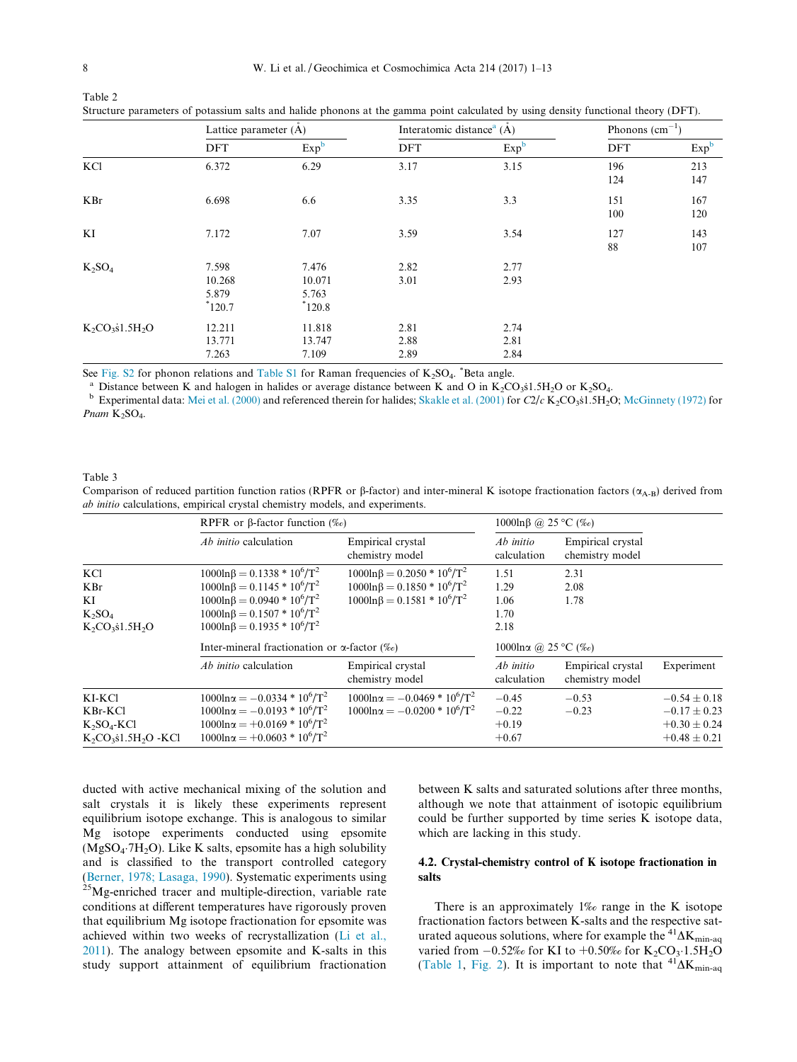Table 2
Structure parameters of potassium salts and halide phonons at the gamma point calculated by using density functional theory (DFT).

| | Lattice parameter (Å) | | Interatomic distance[a] (Å) | | Phonons ($cm^{-1}$) | |
|---|---|---|---|---|---|---|
| | DFT | Exp[b] | DFT | Exp[b] | DFT | Exp[b] |
| KCl | 6.372 | 6.29 | 3.17 | 3.15 | 196<br>124 | 213<br>147 |
| KBr | 6.698 | 6.6 | 3.35 | 3.3 | 151<br>100 | 167<br>120 |
| KI | 7.172 | 7.07 | 3.59 | 3.54 | 127<br>88 | 143<br>107 |
| $K_2SO_4$ | 7.598<br>10.268<br>5.879<br>*120.7 | 7.476<br>10.071<br>5.763<br>*120.8 | 2.82<br>3.01 | 2.77<br>2.93 | | |
| $K_2CO_3$š1.5$H_2O$ | 12.211<br>13.771<br>7.263 | 11.818<br>13.747<br>7.109 | 2.81<br>2.88<br>2.89 | 2.74<br>2.81<br>2.84 | | |

See Fig. S2 for phonon relations and Table S1 for Raman frequencies of $K_2SO_4$. *Beta angle.
[a] Distance between K and halogen in halides or average distance between K and O in $K_2CO_3$š1.5$H_2O$ or $K_2SO_4$.
[b] Experimental data: Mei et al. (2000) and referenced therein for halides; Skakle et al. (2001) for *C*2/*c* $K_2CO_3$š1.5$H_2O$; McGinnety (1972) for *Pnam* $K_2SO_4$.

Table 3
Comparison of reduced partition function ratios (RPFR or β-factor) and inter-mineral K isotope fractionation factors ($\alpha_{A-B}$) derived from *ab initio* calculations, empirical crystal chemistry models, and experiments.

| | RPFR or β-factor function (‰) | | 1000lnβ @ 25 °C (‰) | | |
|---|---|---|---|---|---|
| | *Ab initio* calculation | Empirical crystal chemistry model | *Ab initio* calculation | Empirical crystal chemistry model | |
| KCl | $1000\ln\beta = 0.1338 * 10^6/T^2$ | $1000\ln\beta = 0.2050 * 10^6/T^2$ | 1.51 | 2.31 | |
| KBr | $1000\ln\beta = 0.1145 * 10^6/T^2$ | $1000\ln\beta = 0.1850 * 10^6/T^2$ | 1.29 | 2.08 | |
| KI | $1000\ln\beta = 0.0940 * 10^6/T^2$ | $1000\ln\beta = 0.1581 * 10^6/T^2$ | 1.06 | 1.78 | |
| $K_2SO_4$ | $1000\ln\beta = 0.1507 * 10^6/T^2$ | | 1.70 | | |
| $K_2CO_3$š1.5$H_2O$ | $1000\ln\beta = 0.1935 * 10^6/T^2$ | | 2.18 | | |
| | Inter-mineral fractionation or α-factor (‰) | | 1000lnα @ 25 °C (‰) | | |
| | *Ab initio* calculation | Empirical crystal chemistry model | *Ab initio* calculation | Empirical crystal chemistry model | Experiment |
| KI-KCl | $1000\ln\alpha = -0.0334 * 10^6/T^2$ | $1000\ln\alpha = -0.0469 * 10^6/T^2$ | −0.45 | −0.53 | −0.54 ± 0.18 |
| KBr-KCl | $1000\ln\alpha = -0.0193 * 10^6/T^2$ | $1000\ln\alpha = -0.0200 * 10^6/T^2$ | −0.22 | −0.23 | −0.17 ± 0.23 |
| $K_2SO_4$-KCl | $1000\ln\alpha = +0.0169 * 10^6/T^2$ | | +0.19 | | +0.30 ± 0.24 |
| $K_2CO_3$š1.5$H_2O$ -KCl | $1000\ln\alpha = +0.0603 * 10^6/T^2$ | | +0.67 | | +0.48 ± 0.21 |

ducted with active mechanical mixing of the solution and salt crystals it is likely these experiments represent equilibrium isotope exchange. This is analogous to similar Mg isotope experiments conducted using epsomite ($MgSO_4 \cdot 7H_2O$). Like K salts, epsomite has a high solubility and is classified to the transport controlled category (Berner, 1978; Lasaga, 1990). Systematic experiments using $^{25}$Mg-enriched tracer and multiple-direction, variable rate conditions at different temperatures have rigorously proven that equilibrium Mg isotope fractionation for epsomite was achieved within two weeks of recrystallization (Li et al., 2011). The analogy between epsomite and K-salts in this study support attainment of equilibrium fractionation between K salts and saturated solutions after three months, although we note that attainment of isotopic equilibrium could be further supported by time series K isotope data, which are lacking in this study.

### 4.2. Crystal-chemistry control of K isotope fractionation in salts

There is an approximately 1‰ range in the K isotope fractionation factors between K-salts and the respective saturated aqueous solutions, where for example the $^{41}\Delta K_{min\text{-}aq}$ varied from −0.52‰ for KI to +0.50‰ for $K_2CO_3 \cdot 1.5H_2O$ (Table 1, Fig. 2). It is important to note that $^{41}\Delta K_{min\text{-}aq}$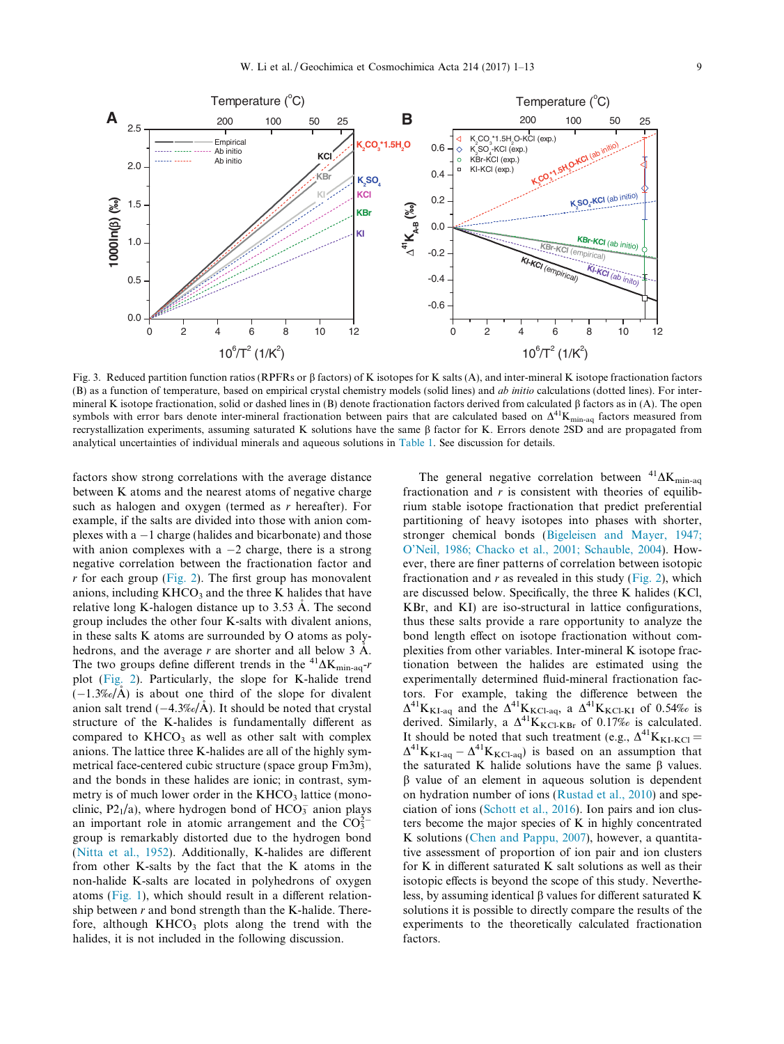Fig. 3. Reduced partition function ratios (RPFRs or β factors) of K isotopes for K salts (A), and inter-mineral K isotope fractionation factors (B) as a function of temperature, based on empirical crystal chemistry models (solid lines) and *ab initio* calculations (dotted lines). For inter-mineral K isotope fractionation, solid or dashed lines in (B) denote fractionation factors derived from calculated β factors as in (A). The open symbols with error bars denote inter-mineral fractionation between pairs that are calculated based on $\Delta^{41}K_{min\text{-}aq}$ factors measured from recrystallization experiments, assuming saturated K solutions have the same β factor for K. Errors denote 2SD and are propagated from analytical uncertainties of individual minerals and aqueous solutions in Table 1. See discussion for details.

factors show strong correlations with the average distance between K atoms and the nearest atoms of negative charge such as halogen and oxygen (termed as *r* hereafter). For example, if the salts are divided into those with anion complexes with a −1 charge (halides and bicarbonate) and those with anion complexes with a −2 charge, there is a strong negative correlation between the fractionation factor and *r* for each group (Fig. 2). The first group has monovalent anions, including $KHCO_3$ and the three K halides that have relative long K-halogen distance up to 3.53 Å. The second group includes the other four K-salts with divalent anions, in these salts K atoms are surrounded by O atoms as polyhedrons, and the average *r* are shorter and all below 3 Å. The two groups define different trends in the $^{41}\Delta K_{min\text{-}aq}$-*r* plot (Fig. 2). Particularly, the slope for K-halide trend (−1.3‰/Å) is about one third of the slope for divalent anion salt trend (−4.3‰/Å). It should be noted that crystal structure of the K-halides is fundamentally different as compared to $KHCO_3$ as well as other salt with complex anions. The lattice three K-halides are all of the highly symmetrical face-centered cubic structure (space group Fm3m), and the bonds in these halides are ionic; in contrast, symmetry is of much lower order in the $KHCO_3$ lattice (monoclinic, $P2_1/a$), where hydrogen bond of $HCO_3^-$ anion plays an important role in atomic arrangement and the $CO_3^{2-}$ group is remarkably distorted due to the hydrogen bond (Nitta et al., 1952). Additionally, K-halides are different from other K-salts by the fact that the K atoms in the non-halide K-salts are located in polyhedrons of oxygen atoms (Fig. 1), which should result in a different relationship between *r* and bond strength than the K-halide. Therefore, although $KHCO_3$ plots along the trend with the halides, it is not included in the following discussion.

The general negative correlation between $^{41}\Delta K_{min\text{-}aq}$ fractionation and *r* is consistent with theories of equilibrium stable isotope fractionation that predict preferential partitioning of heavy isotopes into phases with shorter, stronger chemical bonds (Bigeleisen and Mayer, 1947; O'Neil, 1986; Chacko et al., 2001; Schauble, 2004). However, there are finer patterns of correlation between isotopic fractionation and *r* as revealed in this study (Fig. 2), which are discussed below. Specifically, the three K halides (KCl, KBr, and KI) are iso-structural in lattice configurations, thus these salts provide a rare opportunity to analyze the bond length effect on isotope fractionation without complexities from other variables. Inter-mineral K isotope fractionation between the halides are estimated using the experimentally determined fluid-mineral fractionation factors. For example, taking the difference between the $\Delta^{41}K_{KI\text{-}aq}$ and the $\Delta^{41}K_{KCl\text{-}aq}$, a $\Delta^{41}K_{KCl\text{-}KI}$ of 0.54‰ is derived. Similarly, a $\Delta^{41}K_{KCl\text{-}KBr}$ of 0.17‰ is calculated. It should be noted that such treatment (e.g., $\Delta^{41}K_{KI\text{-}KCl} = \Delta^{41}K_{KI\text{-}aq} - \Delta^{41}K_{KCl\text{-}aq}$) is based on an assumption that the saturated K halide solutions have the same β values. β value of an element in aqueous solution is dependent on hydration number of ions (Rustad et al., 2010) and speciation of ions (Schott et al., 2016). Ion pairs and ion clusters become the major species of K in highly concentrated K solutions (Chen and Pappu, 2007), however, a quantitative assessment of proportion of ion pair and ion clusters for K in different saturated K salt solutions as well as their isotopic effects is beyond the scope of this study. Nevertheless, by assuming identical β values for different saturated K solutions it is possible to directly compare the results of the experiments to the theoretically calculated fractionation factors.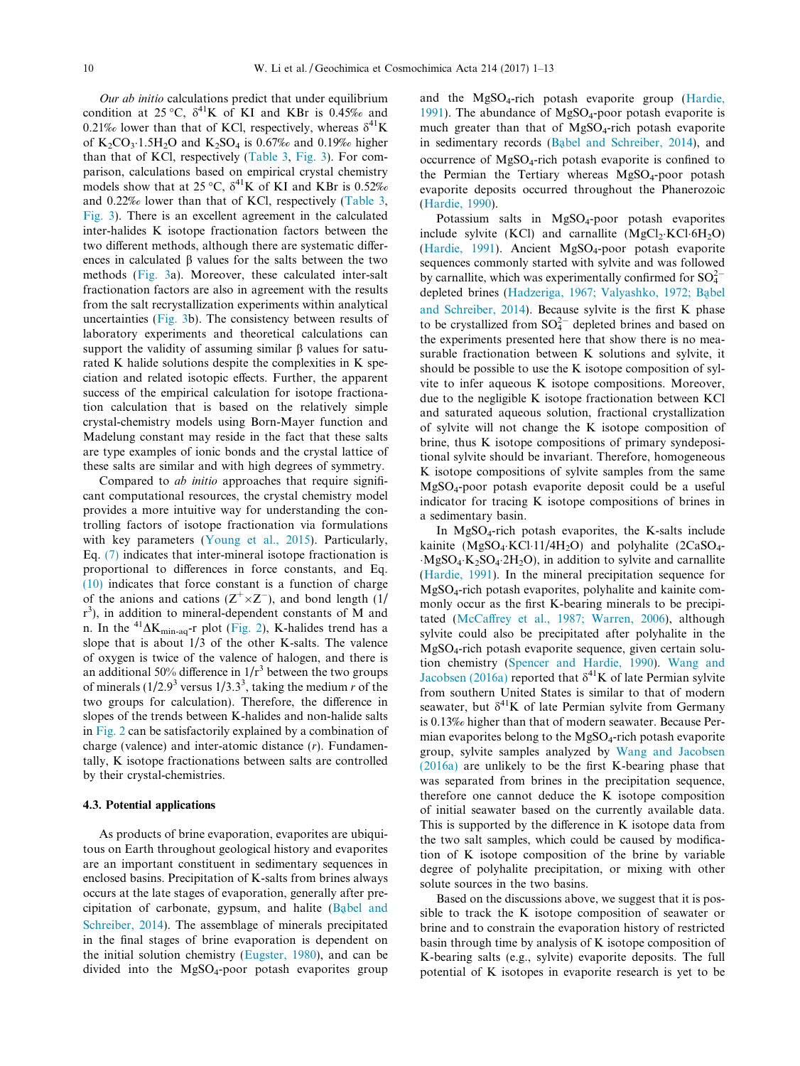*Our ab initio* calculations predict that under equilibrium condition at 25 °C, $\delta^{41}K$ of KI and KBr is 0.45‰ and 0.21‰ lower than that of KCl, respectively, whereas $\delta^{41}K$ of $K_2CO_3{\cdot}1.5H_2O$ and $K_2SO_4$ is 0.67‰ and 0.19‰ higher than that of KCl, respectively (Table 3, Fig. 3). For comparison, calculations based on empirical crystal chemistry models show that at 25 °C, $\delta^{41}K$ of KI and KBr is 0.52‰ and 0.22‰ lower than that of KCl, respectively (Table 3, Fig. 3). There is an excellent agreement in the calculated inter-halides K isotope fractionation factors between the two different methods, although there are systematic differences in calculated β values for the salts between the two methods (Fig. 3a). Moreover, these calculated inter-salt fractionation factors are also in agreement with the results from the salt recrystallization experiments within analytical uncertainties (Fig. 3b). The consistency between results of laboratory experiments and theoretical calculations can support the validity of assuming similar β values for saturated K halide solutions despite the complexities in K speciation and related isotopic effects. Further, the apparent success of the empirical calculation for isotope fractionation calculation that is based on the relatively simple crystal-chemistry models using Born-Mayer function and Madelung constant may reside in the fact that these salts are type examples of ionic bonds and the crystal lattice of these salts are similar and with high degrees of symmetry.

Compared to *ab initio* approaches that require significant computational resources, the crystal chemistry model provides a more intuitive way for understanding the controlling factors of isotope fractionation via formulations with key parameters (Young et al., 2015). Particularly, Eq. (7) indicates that inter-mineral isotope fractionation is proportional to differences in force constants, and Eq. (10) indicates that force constant is a function of charge of the anions and cations ($Z^{+}\times Z^{-}$), and bond length ($1/r^3$), in addition to mineral-dependent constants of M and n. In the $^{41}\Delta K_{min\text{-}aq}$-r plot (Fig. 2), K-halides trend has a slope that is about 1/3 of the other K-salts. The valence of oxygen is twice of the valence of halogen, and there is an additional 50% difference in $1/r^3$ between the two groups of minerals ($1/2.9^3$ versus $1/3.3^3$, taking the medium *r* of the two groups for calculation). Therefore, the difference in slopes of the trends between K-halides and non-halide salts in Fig. 2 can be satisfactorily explained by a combination of charge (valence) and inter-atomic distance (*r*). Fundamentally, K isotope fractionations between salts are controlled by their crystal-chemistries.

### 4.3. Potential applications

As products of brine evaporation, evaporites are ubiquitous on Earth throughout geological history and evaporites are an important constituent in sedimentary sequences in enclosed basins. Precipitation of K-salts from brines always occurs at the late stages of evaporation, generally after precipitation of carbonate, gypsum, and halite (Bąbel and Schreiber, 2014). The assemblage of minerals precipitated in the final stages of brine evaporation is dependent on the initial solution chemistry (Eugster, 1980), and can be divided into the $MgSO_4$-poor potash evaporites group and the $MgSO_4$-rich potash evaporite group (Hardie, 1991). The abundance of $MgSO_4$-poor potash evaporite is much greater than that of $MgSO_4$-rich potash evaporite in sedimentary records (Bąbel and Schreiber, 2014), and occurrence of $MgSO_4$-rich potash evaporite is confined to the Permian the Tertiary whereas $MgSO_4$-poor potash evaporite deposits occurred throughout the Phanerozoic (Hardie, 1990).

Potassium salts in $MgSO_4$-poor potash evaporites include sylvite (KCl) and carnallite ($MgCl_2{\cdot}KCl{\cdot}6H_2O$) (Hardie, 1991). Ancient $MgSO_4$-poor potash evaporite sequences commonly started with sylvite and was followed by carnallite, which was experimentally confirmed for $SO_4^{2-}$ depleted brines (Hadzeriga, 1967; Valyashko, 1972; Bąbel and Schreiber, 2014). Because sylvite is the first K phase to be crystallized from $SO_4^{2-}$ depleted brines and based on the experiments presented here that show there is no measurable fractionation between K solutions and sylvite, it should be possible to use the K isotope composition of sylvite to infer aqueous K isotope compositions. Moreover, due to the negligible K isotope fractionation between KCl and saturated aqueous solution, fractional crystallization of sylvite will not change the K isotope composition of brine, thus K isotope compositions of primary syndepositional sylvite should be invariant. Therefore, homogeneous K isotope compositions of sylvite samples from the same $MgSO_4$-poor potash evaporite deposit could be a useful indicator for tracing K isotope compositions of brines in a sedimentary basin.

In $MgSO_4$-rich potash evaporites, the K-salts include kainite ($MgSO_4{\cdot}KCl{\cdot}11/4H_2O$) and polyhalite ($2CaSO_4{\cdot}MgSO_4{\cdot}K_2SO_4{\cdot}2H_2O$), in addition to sylvite and carnallite (Hardie, 1991). In the mineral precipitation sequence for $MgSO_4$-rich potash evaporites, polyhalite and kainite commonly occur as the first K-bearing minerals to be precipitated (McCaffrey et al., 1987; Warren, 2006), although sylvite could also be precipitated after polyhalite in the $MgSO_4$-rich potash evaporite sequence, given certain solution chemistry (Spencer and Hardie, 1990). Wang and Jacobsen (2016a) reported that $\delta^{41}K$ of late Permian sylvite from southern United States is similar to that of modern seawater, but $\delta^{41}K$ of late Permian sylvite from Germany is 0.13‰ higher than that of modern seawater. Because Permian evaporites belong to the $MgSO_4$-rich potash evaporite group, sylvite samples analyzed by Wang and Jacobsen (2016a) are unlikely to be the first K-bearing phase that was separated from brines in the precipitation sequence, therefore one cannot deduce the K isotope composition of initial seawater based on the currently available data. This is supported by the difference in K isotope data from the two salt samples, which could be caused by modification of K isotope composition of the brine by variable degree of polyhalite precipitation, or mixing with other solute sources in the two basins.

Based on the discussions above, we suggest that it is possible to track the K isotope composition of seawater or brine and to constrain the evaporation history of restricted basin through time by analysis of K isotope composition of K-bearing salts (e.g., sylvite) evaporite deposits. The full potential of K isotopes in evaporite research is yet to be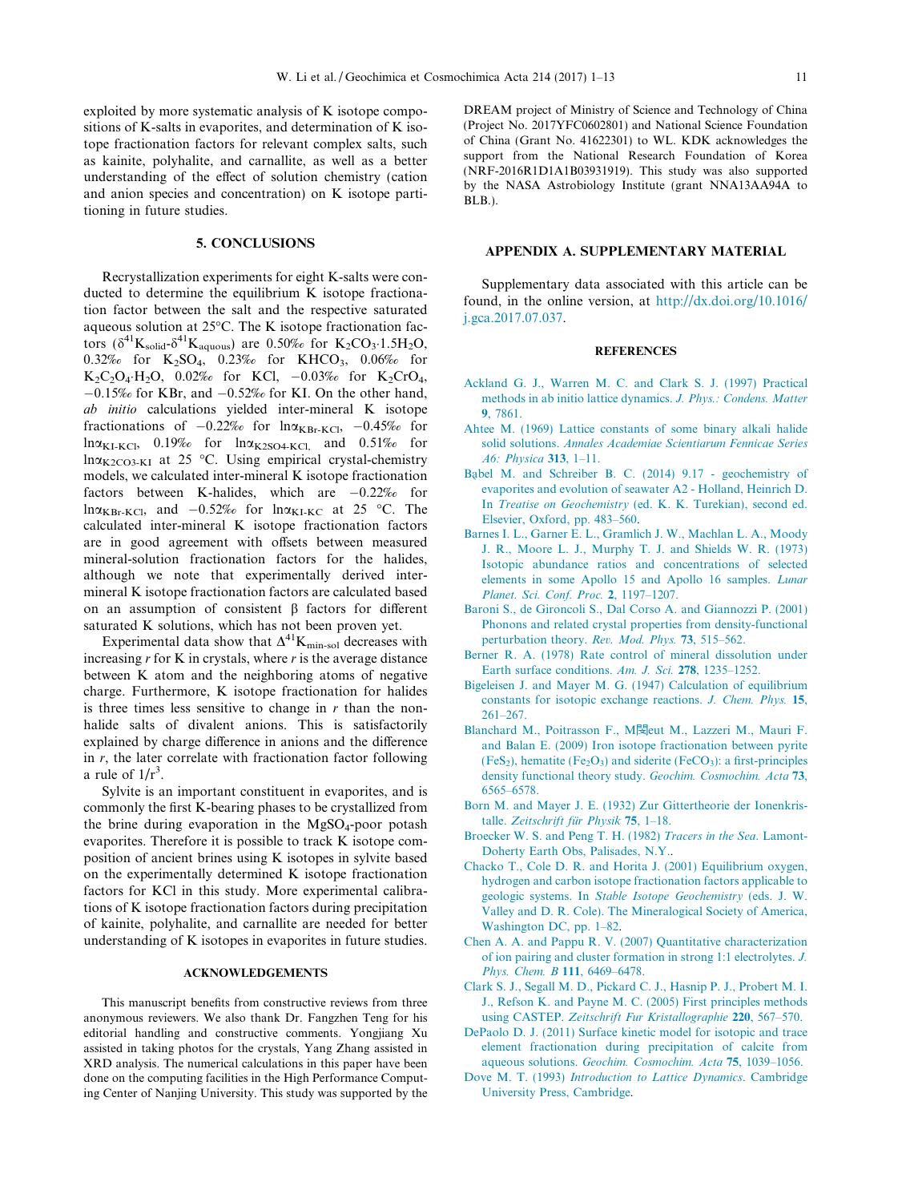exploited by more systematic analysis of K isotope compositions of K-salts in evaporites, and determination of K isotope fractionation factors for relevant complex salts, such as kainite, polyhalite, and carnallite, as well as a better understanding of the effect of solution chemistry (cation and anion species and concentration) on K isotope partitioning in future studies.

## 5. CONCLUSIONS

Recrystallization experiments for eight K-salts were conducted to determine the equilibrium K isotope fractionation factor between the salt and the respective saturated aqueous solution at 25°C. The K isotope fractionation factors ($\delta^{41}K_{solid}$-$\delta^{41}K_{aquous}$) are 0.50‰ for $K_2CO_3{\cdot}1.5H_2O$, 0.32‰ for $K_2SO_4$, 0.23‰ for $KHCO_3$, 0.06‰ for $K_2C_2O_4{\cdot}H_2O$, 0.02‰ for KCl, −0.03‰ for $K_2CrO_4$, −0.15‰ for KBr, and −0.52‰ for KI. On the other hand, *ab initio* calculations yielded inter-mineral K isotope fractionations of −0.22‰ for $\ln\alpha_{KBr\text{-}KCl}$, −0.45‰ for $\ln\alpha_{KI\text{-}KCl}$, 0.19‰ for $\ln\alpha_{K2SO4\text{-}KCl}$, and 0.51‰ for $\ln\alpha_{K2CO3\text{-}KI}$ at 25 °C. Using empirical crystal-chemistry models, we calculated inter-mineral K isotope fractionation factors between K-halides, which are −0.22‰ for $\ln\alpha_{KBr\text{-}KCl}$, and −0.52‰ for $\ln\alpha_{KI\text{-}KC}$ at 25 °C. The calculated inter-mineral K isotope fractionation factors are in good agreement with offsets between measured mineral-solution fractionation factors for the halides, although we note that experimentally derived inter-mineral K isotope fractionation factors are calculated based on an assumption of consistent β factors for different saturated K solutions, which has not been proven yet.

Experimental data show that $\Delta^{41}K_{min\text{-}sol}$ decreases with increasing *r* for K in crystals, where *r* is the average distance between K atom and the neighboring atoms of negative charge. Furthermore, K isotope fractionation for halides is three times less sensitive to change in *r* than the non-halide salts of divalent anions. This is satisfactorily explained by charge difference in anions and the difference in *r*, the later correlate with fractionation factor following a rule of $1/r^3$.

Sylvite is an important constituent in evaporites, and is commonly the first K-bearing phases to be crystallized from the brine during evaporation in the $MgSO_4$-poor potash evaporites. Therefore it is possible to track K isotope composition of ancient brines using K isotopes in sylvite based on the experimentally determined K isotope fractionation factors for KCl in this study. More experimental calibrations of K isotope fractionation factors during precipitation of kainite, polyhalite, and carnallite are needed for better understanding of K isotopes in evaporites in future studies.

## ACKNOWLEDGEMENTS

This manuscript benefits from constructive reviews from three anonymous reviewers. We also thank Dr. Fangzhen Teng for his editorial handling and constructive comments. Yongjiang Xu assisted in taking photos for the crystals, Yang Zhang assisted in XRD analysis. The numerical calculations in this paper have been done on the computing facilities in the High Performance Computing Center of Nanjing University. This study was supported by the DREAM project of Ministry of Science and Technology of China (Project No. 2017YFC0602801) and National Science Foundation of China (Grant No. 41622301) to WL. KDK acknowledges the support from the National Research Foundation of Korea (NRF-2016R1D1A1B03931919). This study was also supported by the NASA Astrobiology Institute (grant NNA13AA94A to BLB.).

## APPENDIX A. SUPPLEMENTARY MATERIAL

Supplementary data associated with this article can be found, in the online version, at http://dx.doi.org/10.1016/j.gca.2017.07.037.

## REFERENCES

Ackland G. J., Warren M. C. and Clark S. J. (1997) Practical methods in ab initio lattice dynamics. *J. Phys.: Condens. Matter* **9**, 7861.

Ahtee M. (1969) Lattice constants of some binary alkali halide solid solutions. *Annales Academiae Scientiarum Fennicae Series A6: Physica* **313**, 1–11.

Bąbel M. and Schreiber B. C. (2014) 9.17 - geochemistry of evaporites and evolution of seawater A2 - Holland, Heinrich D. In *Treatise on Geochemistry* (ed. K. K. Turekian), second ed. Elsevier, Oxford, pp. 483–560.

Barnes I. L., Garner E. L., Gramlich J. W., Machlan L. A., Moody J. R., Moore L. J., Murphy T. J. and Shields W. R. (1973) Isotopic abundance ratios and concentrations of selected elements in some Apollo 15 and Apollo 16 samples. *Lunar Planet. Sci. Conf. Proc.* **2**, 1197–1207.

Baroni S., de Gironcoli S., Dal Corso A. and Giannozzi P. (2001) Phonons and related crystal properties from density-functional perturbation theory. *Rev. Mod. Phys.* **73**, 515–562.

Berner R. A. (1978) Rate control of mineral dissolution under Earth surface conditions. *Am. J. Sci.* **278**, 1235–1252.

Bigeleisen J. and Mayer M. G. (1947) Calculation of equilibrium constants for isotopic exchange reactions. *J. Chem. Phys.* **15**, 261–267.

Blanchard M., Poitrasson F., Méheut M., Lazzeri M., Mauri F. and Balan E. (2009) Iron isotope fractionation between pyrite ($FeS_2$), hematite ($Fe_2O_3$) and siderite ($FeCO_3$): a first-principles density functional theory study. *Geochim. Cosmochim. Acta* **73**, 6565–6578.

Born M. and Mayer J. E. (1932) Zur Gittertheorie der Ionenkristalle. *Zeitschrift für Physik* **75**, 1–18.

Broecker W. S. and Peng T. H. (1982) *Tracers in the Sea*. Lamont-Doherty Earth Obs, Palisades, N.Y..

Chacko T., Cole D. R. and Horita J. (2001) Equilibrium oxygen, hydrogen and carbon isotope fractionation factors applicable to geologic systems. In *Stable Isotope Geochemistry* (eds. J. W. Valley and D. R. Cole). The Mineralogical Society of America, Washington DC, pp. 1–82.

Chen A. A. and Pappu R. V. (2007) Quantitative characterization of ion pairing and cluster formation in strong 1:1 electrolytes. *J. Phys. Chem. B* **111**, 6469–6478.

Clark S. J., Segall M. D., Pickard C. J., Hasnip P. J., Probert M. I. J., Refson K. and Payne M. C. (2005) First principles methods using CASTEP. *Zeitschrift Fur Kristallographie* **220**, 567–570.

DePaolo D. J. (2011) Surface kinetic model for isotopic and trace element fractionation during precipitation of calcite from aqueous solutions. *Geochim. Cosmochim. Acta* **75**, 1039–1056.

Dove M. T. (1993) *Introduction to Lattice Dynamics*. Cambridge University Press, Cambridge.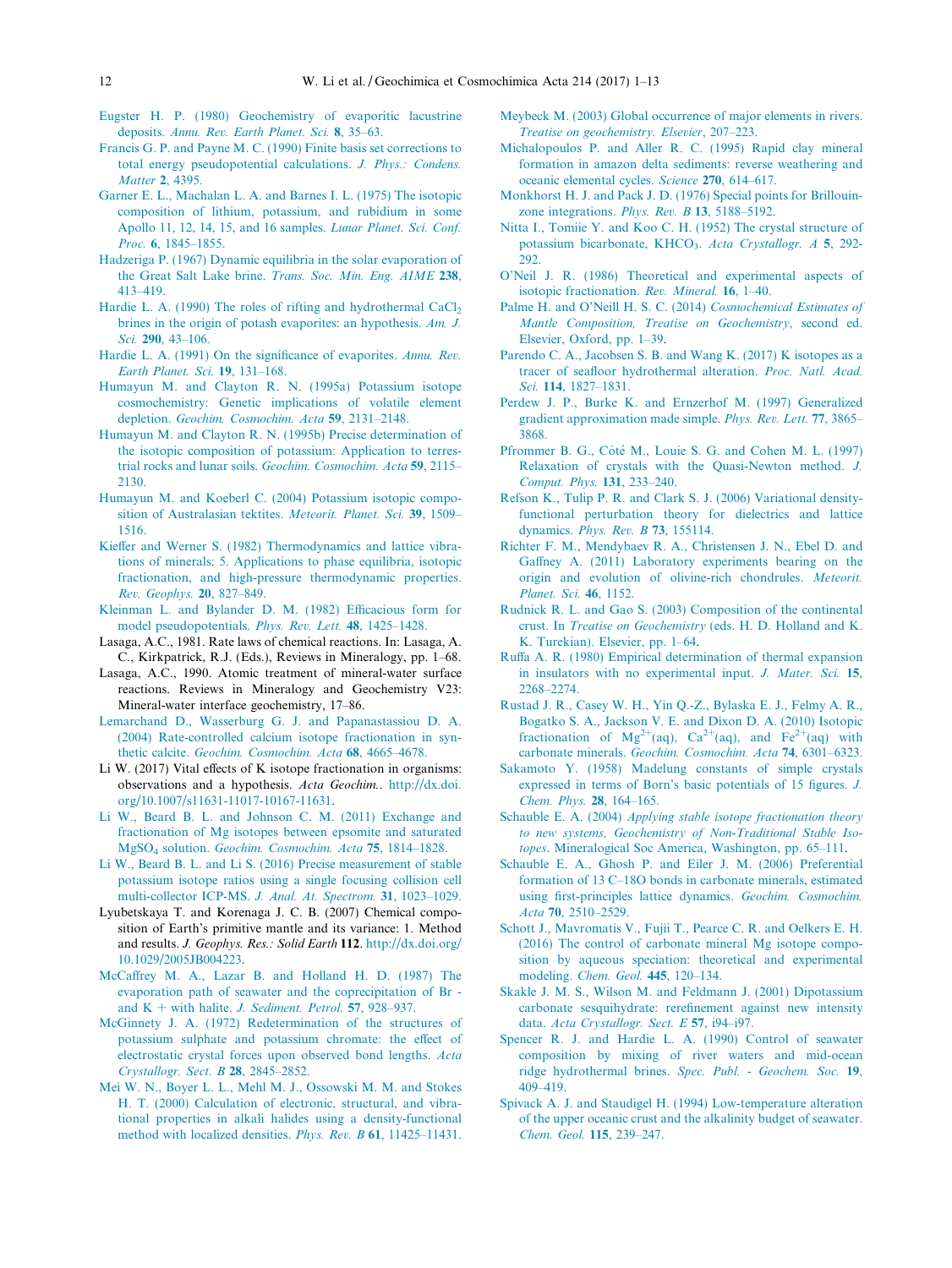Eugster H. P. (1980) Geochemistry of evaporitic lacustrine deposits. *Annu. Rev. Earth Planet. Sci.* **8**, 35–63.

Francis G. P. and Payne M. C. (1990) Finite basis set corrections to total energy pseudopotential calculations. *J. Phys.: Condens. Matter* **2**, 4395.

Garner E. L., Machalan L. A. and Barnes I. L. (1975) The isotopic composition of lithium, potassium, and rubidium in some Apollo 11, 12, 14, 15, and 16 samples. *Lunar Planet. Sci. Conf. Proc.* **6**, 1845–1855.

Hadzeriga P. (1967) Dynamic equilibria in the solar evaporation of the Great Salt Lake brine. *Trans. Soc. Min. Eng. AIME* **238**, 413–419.

Hardie L. A. (1990) The roles of rifting and hydrothermal $CaCl_2$ brines in the origin of potash evaporites: an hypothesis. *Am. J. Sci.* **290**, 43–106.

Hardie L. A. (1991) On the significance of evaporites. *Annu. Rev. Earth Planet. Sci.* **19**, 131–168.

Humayun M. and Clayton R. N. (1995a) Potassium isotope cosmochemistry: Genetic implications of volatile element depletion. *Geochim. Cosmochim. Acta* **59**, 2131–2148.

Humayun M. and Clayton R. N. (1995b) Precise determination of the isotopic composition of potassium: Application to terrestrial rocks and lunar soils. *Geochim. Cosmochim. Acta* **59**, 2115–2130.

Humayun M. and Koeberl C. (2004) Potassium isotopic composition of Australasian tektites. *Meteorit. Planet. Sci.* **39**, 1509–1516.

Kieffer and Werner S. (1982) Thermodynamics and lattice vibrations of minerals: 5. Applications to phase equilibria, isotopic fractionation, and high-pressure thermodynamic properties. *Rev. Geophys.* **20**, 827–849.

Kleinman L. and Bylander D. M. (1982) Efficacious form for model pseudopotentials. *Phys. Rev. Lett.* **48**, 1425–1428.

Lasaga, A.C., 1981. Rate laws of chemical reactions. In: Lasaga, A. C., Kirkpatrick, R.J. (Eds.), Reviews in Mineralogy, pp. 1–68.

Lasaga, A.C., 1990. Atomic treatment of mineral-water surface reactions. Reviews in Mineralogy and Geochemistry V23: Mineral-water interface geochemistry, 17–86.

Lemarchand D., Wasserburg G. J. and Papanastassiou D. A. (2004) Rate-controlled calcium isotope fractionation in synthetic calcite. *Geochim. Cosmochim. Acta* **68**, 4665–4678.

Li W. (2017) Vital effects of K isotope fractionation in organisms: observations and a hypothesis. *Acta Geochim.*. http://dx.doi.org/10.1007/s11631-11017-10167-11631.

Li W., Beard B. L. and Johnson C. M. (2011) Exchange and fractionation of Mg isotopes between epsomite and saturated $MgSO_4$ solution. *Geochim. Cosmochim. Acta* **75**, 1814–1828.

Li W., Beard B. L. and Li S. (2016) Precise measurement of stable potassium isotope ratios using a single focusing collision cell multi-collector ICP-MS. *J. Anal. At. Spectrom.* **31**, 1023–1029.

Lyubetskaya T. and Korenaga J. C. B. (2007) Chemical composition of Earth's primitive mantle and its variance: 1. Method and results. *J. Geophys. Res.: Solid Earth* **112**. http://dx.doi.org/10.1029/2005JB004223.

McCaffrey M. A., Lazar B. and Holland H. D. (1987) The evaporation path of seawater and the coprecipitation of Br - and K + with halite. *J. Sediment. Petrol.* **57**, 928–937.

McGinnety J. A. (1972) Redetermination of the structures of potassium sulphate and potassium chromate: the effect of electrostatic crystal forces upon observed bond lengths. *Acta Crystallogr. Sect. B* **28**, 2845–2852.

Mei W. N., Boyer L. L., Mehl M. J., Ossowski M. M. and Stokes H. T. (2000) Calculation of electronic, structural, and vibrational properties in alkali halides using a density-functional method with localized densities. *Phys. Rev. B* **61**, 11425–11431.

Meybeck M. (2003) Global occurrence of major elements in rivers. *Treatise on geochemistry. Elsevier*, 207–223.

Michalopoulos P. and Aller R. C. (1995) Rapid clay mineral formation in amazon delta sediments: reverse weathering and oceanic elemental cycles. *Science* **270**, 614–617.

Monkhorst H. J. and Pack J. D. (1976) Special points for Brillouin-zone integrations. *Phys. Rev. B* **13**, 5188–5192.

Nitta I., Tomiie Y. and Koo C. H. (1952) The crystal structure of potassium bicarbonate, $KHCO_3$. *Acta Crystallogr. A* **5**, 292-292.

O'Neil J. R. (1986) Theoretical and experimental aspects of isotopic fractionation. *Rev. Mineral.* **16**, 1–40.

Palme H. and O'Neill H. S. C. (2014) *Cosmochemical Estimates of Mantle Composition, Treatise on Geochemistry*, second ed. Elsevier, Oxford, pp. 1–39.

Parendo C. A., Jacobsen S. B. and Wang K. (2017) K isotopes as a tracer of seafloor hydrothermal alteration. *Proc. Natl. Acad. Sci.* **114**, 1827–1831.

Perdew J. P., Burke K. and Ernzerhof M. (1997) Generalized gradient approximation made simple. *Phys. Rev. Lett.* **77**, 3865–3868.

Pfrommer B. G., Côté M., Louie S. G. and Cohen M. L. (1997) Relaxation of crystals with the Quasi-Newton method. *J. Comput. Phys.* **131**, 233–240.

Refson K., Tulip P. R. and Clark S. J. (2006) Variational density-functional perturbation theory for dielectrics and lattice dynamics. *Phys. Rev. B* **73**, 155114.

Richter F. M., Mendybaev R. A., Christensen J. N., Ebel D. and Gaffney A. (2011) Laboratory experiments bearing on the origin and evolution of olivine-rich chondrules. *Meteorit. Planet. Sci.* **46**, 1152.

Rudnick R. L. and Gao S. (2003) Composition of the continental crust. In *Treatise on Geochemistry* (eds. H. D. Holland and K. K. Turekian). Elsevier, pp. 1–64.

Ruffa A. R. (1980) Empirical determination of thermal expansion in insulators with no experimental input. *J. Mater. Sci.* **15**, 2268–2274.

Rustad J. R., Casey W. H., Yin Q.-Z., Bylaska E. J., Felmy A. R., Bogatko S. A., Jackson V. E. and Dixon D. A. (2010) Isotopic fractionation of $Mg^{2+}$(aq), $Ca^{2+}$(aq), and $Fe^{2+}$(aq) with carbonate minerals. *Geochim. Cosmochim. Acta* **74**, 6301–6323.

Sakamoto Y. (1958) Madelung constants of simple crystals expressed in terms of Born's basic potentials of 15 figures. *J. Chem. Phys.* **28**, 164–165.

Schauble E. A. (2004) *Applying stable isotope fractionation theory to new systems, Geochemistry of Non-Traditional Stable Isotopes*. Mineralogical Soc America, Washington, pp. 65–111.

Schauble E. A., Ghosh P. and Eiler J. M. (2006) Preferential formation of 13 C–18O bonds in carbonate minerals, estimated using first-principles lattice dynamics. *Geochim. Cosmochim. Acta* **70**, 2510–2529.

Schott J., Mavromatis V., Fujii T., Pearce C. R. and Oelkers E. H. (2016) The control of carbonate mineral Mg isotope composition by aqueous speciation: theoretical and experimental modeling. *Chem. Geol.* **445**, 120–134.

Skakle J. M. S., Wilson M. and Feldmann J. (2001) Dipotassium carbonate sesquihydrate: rerefinement against new intensity data. *Acta Crystallogr. Sect. E* **57**, i94–i97.

Spencer R. J. and Hardie L. A. (1990) Control of seawater composition by mixing of river waters and mid-ocean ridge hydrothermal brines. *Spec. Publ. - Geochem. Soc.* **19**, 409–419.

Spivack A. J. and Staudigel H. (1994) Low-temperature alteration of the upper oceanic crust and the alkalinity budget of seawater. *Chem. Geol.* **115**, 239–247.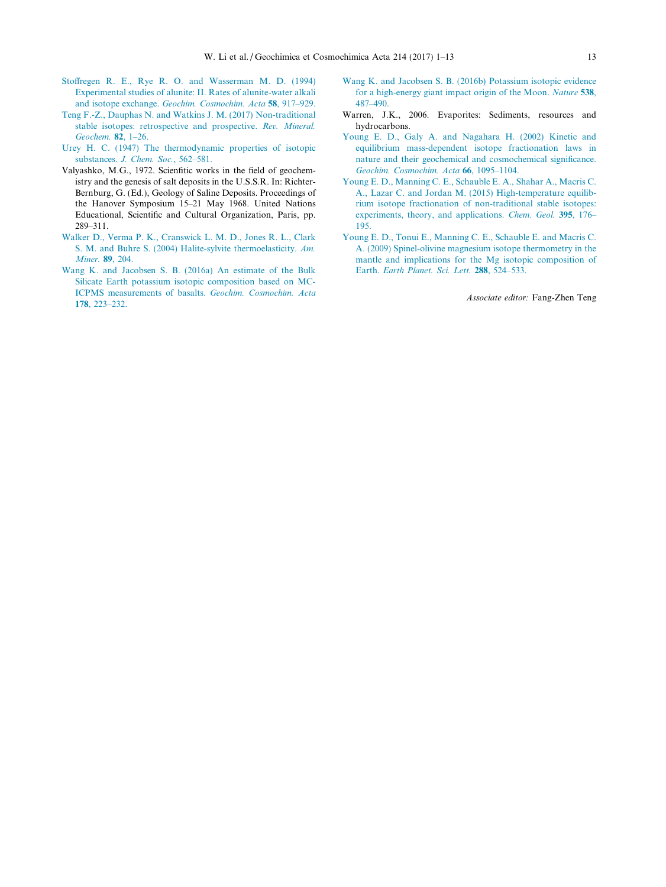Stoffregen R. E., Rye R. O. and Wasserman M. D. (1994) Experimental studies of alunite: II. Rates of alunite-water alkali and isotope exchange. *Geochim. Cosmochim. Acta* **58**, 917–929.

Teng F.-Z., Dauphas N. and Watkins J. M. (2017) Non-traditional stable isotopes: retrospective and prospective. *Rev. Mineral. Geochem.* **82**, 1–26.

Urey H. C. (1947) The thermodynamic properties of isotopic substances. *J. Chem. Soc.*, 562–581.

Valyashko, M.G., 1972. Scienfitic works in the field of geochemistry and the genesis of salt deposits in the U.S.S.R. In: Richter-Bernburg, G. (Ed.), Geology of Saline Deposits. Proceedings of the Hanover Symposium 15–21 May 1968. United Nations Educational, Scientific and Cultural Organization, Paris, pp. 289–311.

Walker D., Verma P. K., Cranswick L. M. D., Jones R. L., Clark S. M. and Buhre S. (2004) Halite-sylvite thermoelasticity. *Am. Miner.* **89**, 204.

Wang K. and Jacobsen S. B. (2016a) An estimate of the Bulk Silicate Earth potassium isotopic composition based on MC-ICPMS measurements of basalts. *Geochim. Cosmochim. Acta* **178**, 223–232.

Wang K. and Jacobsen S. B. (2016b) Potassium isotopic evidence for a high-energy giant impact origin of the Moon. *Nature* **538**, 487–490.

Warren, J.K., 2006. Evaporites: Sediments, resources and hydrocarbons.

Young E. D., Galy A. and Nagahara H. (2002) Kinetic and equilibrium mass-dependent isotope fractionation laws in nature and their geochemical and cosmochemical significance. *Geochim. Cosmochim. Acta* **66**, 1095–1104.

Young E. D., Manning C. E., Schauble E. A., Shahar A., Macris C. A., Lazar C. and Jordan M. (2015) High-temperature equilibrium isotope fractionation of non-traditional stable isotopes: experiments, theory, and applications. *Chem. Geol.* **395**, 176–195.

Young E. D., Tonui E., Manning C. E., Schauble E. and Macris C. A. (2009) Spinel-olivine magnesium isotope thermometry in the mantle and implications for the Mg isotopic composition of Earth. *Earth Planet. Sci. Lett.* **288**, 524–533.

*Associate editor:* Fang-Zhen Teng